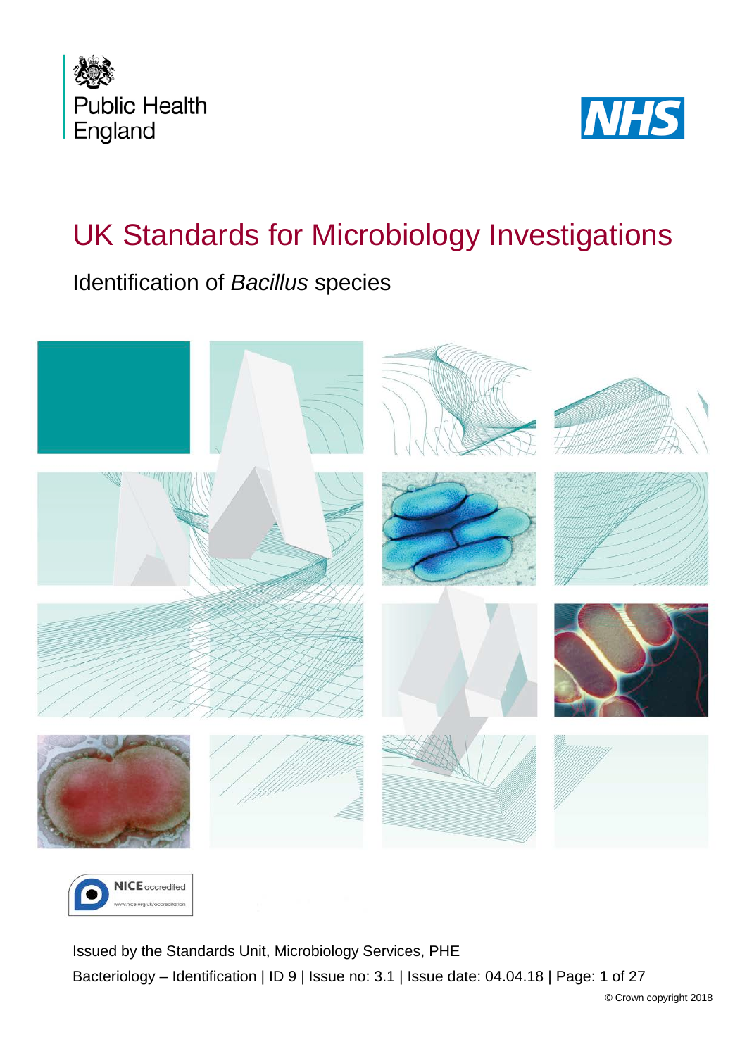Public Health England

NHS

# UK Standards for Microbiology Investigations

## Identification of *Bacillus* species

NICE accredited
www.nice.org.uk/accreditation

Issued by the Standards Unit, Microbiology Services, PHE

Bacteriology – Identification | ID 9 | Issue no: 3.1 | Issue date: 04.04.18 | Page: 1 of 27

© Crown copyright 2018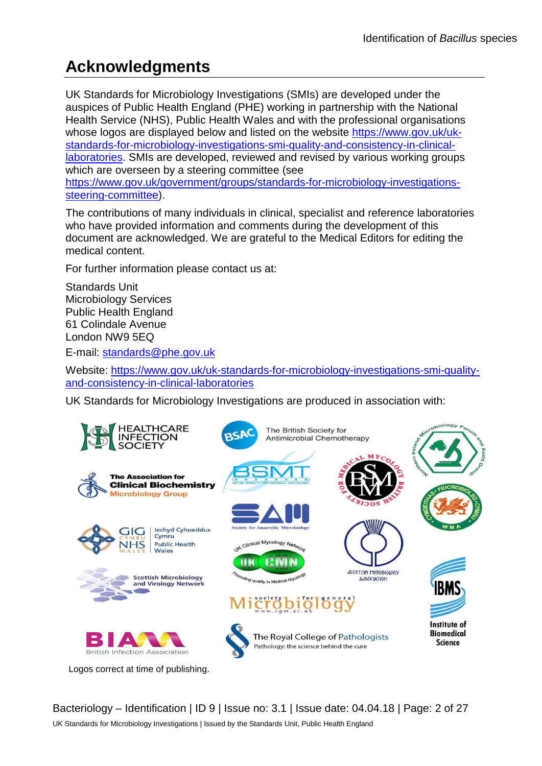# Acknowledgments

UK Standards for Microbiology Investigations (SMIs) are developed under the auspices of Public Health England (PHE) working in partnership with the National Health Service (NHS), Public Health Wales and with the professional organisations whose logos are displayed below and listed on the website [https://www.gov.uk/uk-standards-for-microbiology-investigations-smi-quality-and-consistency-in-clinical-laboratories](https://www.gov.uk/uk-standards-for-microbiology-investigations-smi-quality-and-consistency-in-clinical-laboratories). SMIs are developed, reviewed and revised by various working groups which are overseen by a steering committee (see [https://www.gov.uk/government/groups/standards-for-microbiology-investigations-steering-committee](https://www.gov.uk/government/groups/standards-for-microbiology-investigations-steering-committee)).

The contributions of many individuals in clinical, specialist and reference laboratories who have provided information and comments during the development of this document are acknowledged. We are grateful to the Medical Editors for editing the medical content.

For further information please contact us at:

Standards Unit
Microbiology Services
Public Health England
61 Colindale Avenue
London NW9 5EQ

E-mail: [standards@phe.gov.uk](mailto:standards@phe.gov.uk)

Website: [https://www.gov.uk/uk-standards-for-microbiology-investigations-smi-quality-and-consistency-in-clinical-laboratories](https://www.gov.uk/uk-standards-for-microbiology-investigations-smi-quality-and-consistency-in-clinical-laboratories)

UK Standards for Microbiology Investigations are produced in association with:

Logos correct at time of publishing.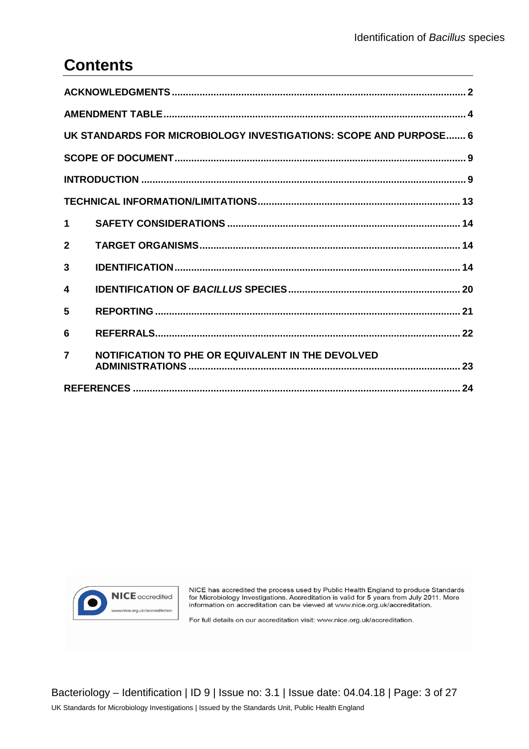# Contents

ACKNOWLEDGMENTS ........................................................................................................ 2

AMENDMENT TABLE ........................................................................................................ 4

UK STANDARDS FOR MICROBIOLOGY INVESTIGATIONS: SCOPE AND PURPOSE ....... 6

SCOPE OF DOCUMENT ..................................................................................................... 9

INTRODUCTION .................................................................................................................. 9

TECHNICAL INFORMATION/LIMITATIONS ....................................................................... 13

1 SAFETY CONSIDERATIONS .................................................................................. 14

2 TARGET ORGANISMS ............................................................................................ 14

3 IDENTIFICATION ..................................................................................................... 14

4 IDENTIFICATION OF *BACILLUS* SPECIES ............................................................. 20

5 REPORTING ............................................................................................................ 21

6 REFERRALS ............................................................................................................ 22

7 NOTIFICATION TO PHE OR EQUIVALENT IN THE DEVOLVED ADMINISTRATIONS ................................................................................................ 23

REFERENCES .................................................................................................................... 24

NICE accredited
www.nice.org.uk/accreditation

NICE has accredited the process used by Public Health England to produce Standards for Microbiology Investigations. Accreditation is valid for 5 years from July 2011. More information on accreditation can be viewed at www.nice.org.uk/accreditation.

For full details on our accreditation visit: www.nice.org.uk/accreditation.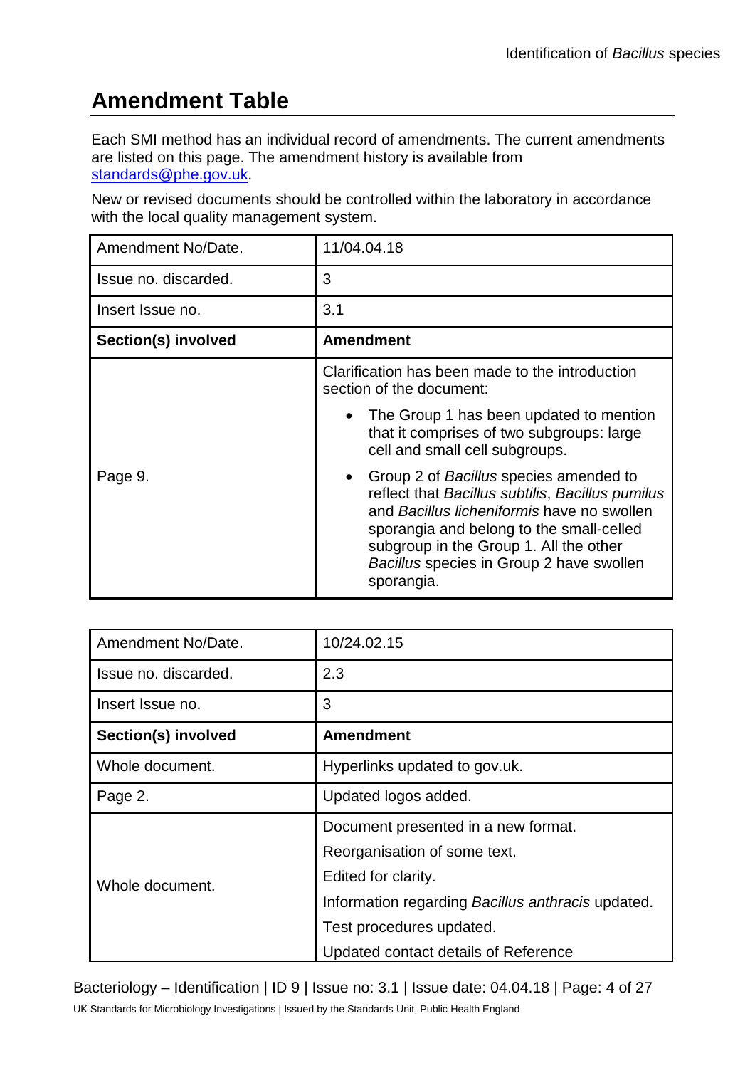## Amendment Table

Each SMI method has an individual record of amendments. The current amendments are listed on this page. The amendment history is available from standards@phe.gov.uk.

New or revised documents should be controlled within the laboratory in accordance with the local quality management system.

| Amendment No/Date. | 11/04.04.18 |
|---|---|
| Issue no. discarded. | 3 |
| Insert Issue no. | 3.1 |
| **Section(s) involved** | **Amendment** |
| Page 9. | Clarification has been made to the introduction section of the document:<br>• The Group 1 has been updated to mention that it comprises of two subgroups: large cell and small cell subgroups.<br>• Group 2 of *Bacillus* species amended to reflect that *Bacillus subtilis*, *Bacillus pumilus* and *Bacillus licheniformis* have no swollen sporangia and belong to the small-celled subgroup in the Group 1. All the other *Bacillus* species in Group 2 have swollen sporangia. |

| Amendment No/Date. | 10/24.02.15 |
|---|---|
| Issue no. discarded. | 2.3 |
| Insert Issue no. | 3 |
| **Section(s) involved** | **Amendment** |
| Whole document. | Hyperlinks updated to gov.uk. |
| Page 2. | Updated logos added. |
| Whole document. | Document presented in a new format.<br>Reorganisation of some text.<br>Edited for clarity.<br>Information regarding *Bacillus anthracis* updated.<br>Test procedures updated.<br>Updated contact details of Reference |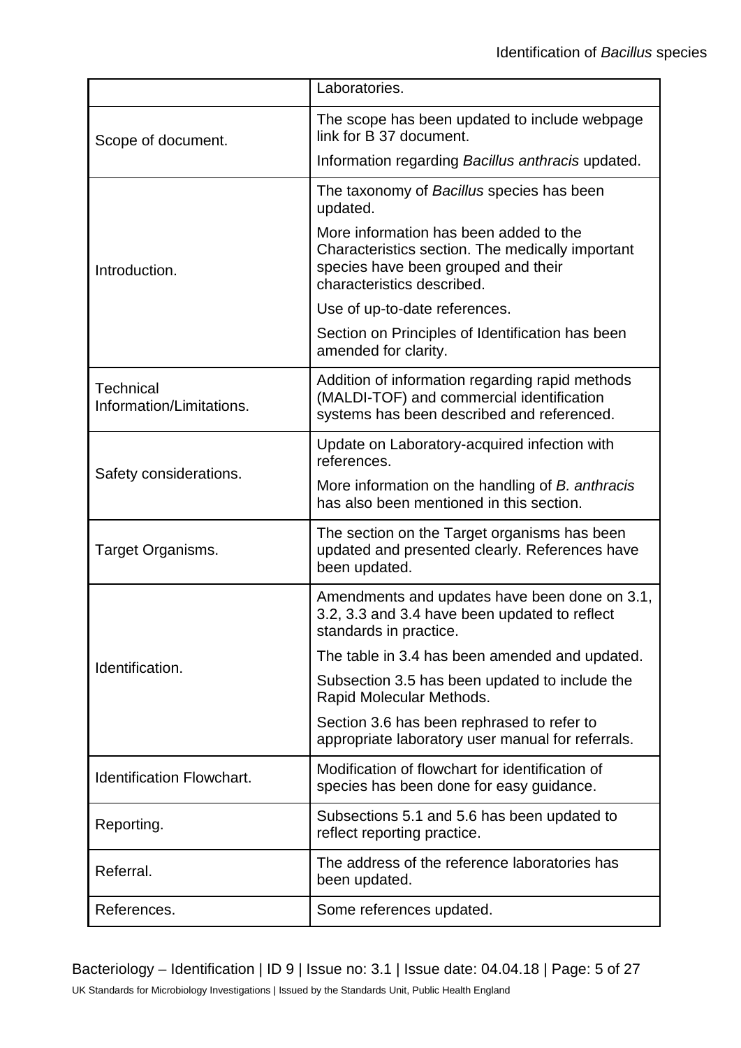| | |
|---|---|
| | Laboratories. |
| Scope of document. | The scope has been updated to include webpage link for B 37 document.<br>Information regarding *Bacillus anthracis* updated. |
| Introduction. | The taxonomy of *Bacillus* species has been updated.<br>More information has been added to the Characteristics section. The medically important species have been grouped and their characteristics described.<br>Use of up-to-date references.<br>Section on Principles of Identification has been amended for clarity. |
| Technical Information/Limitations. | Addition of information regarding rapid methods (MALDI-TOF) and commercial identification systems has been described and referenced. |
| Safety considerations. | Update on Laboratory-acquired infection with references.<br>More information on the handling of *B. anthracis* has also been mentioned in this section. |
| Target Organisms. | The section on the Target organisms has been updated and presented clearly. References have been updated. |
| Identification. | Amendments and updates have been done on 3.1, 3.2, 3.3 and 3.4 have been updated to reflect standards in practice.<br>The table in 3.4 has been amended and updated.<br>Subsection 3.5 has been updated to include the Rapid Molecular Methods.<br>Section 3.6 has been rephrased to refer to appropriate laboratory user manual for referrals. |
| Identification Flowchart. | Modification of flowchart for identification of species has been done for easy guidance. |
| Reporting. | Subsections 5.1 and 5.6 has been updated to reflect reporting practice. |
| Referral. | The address of the reference laboratories has been updated. |
| References. | Some references updated. |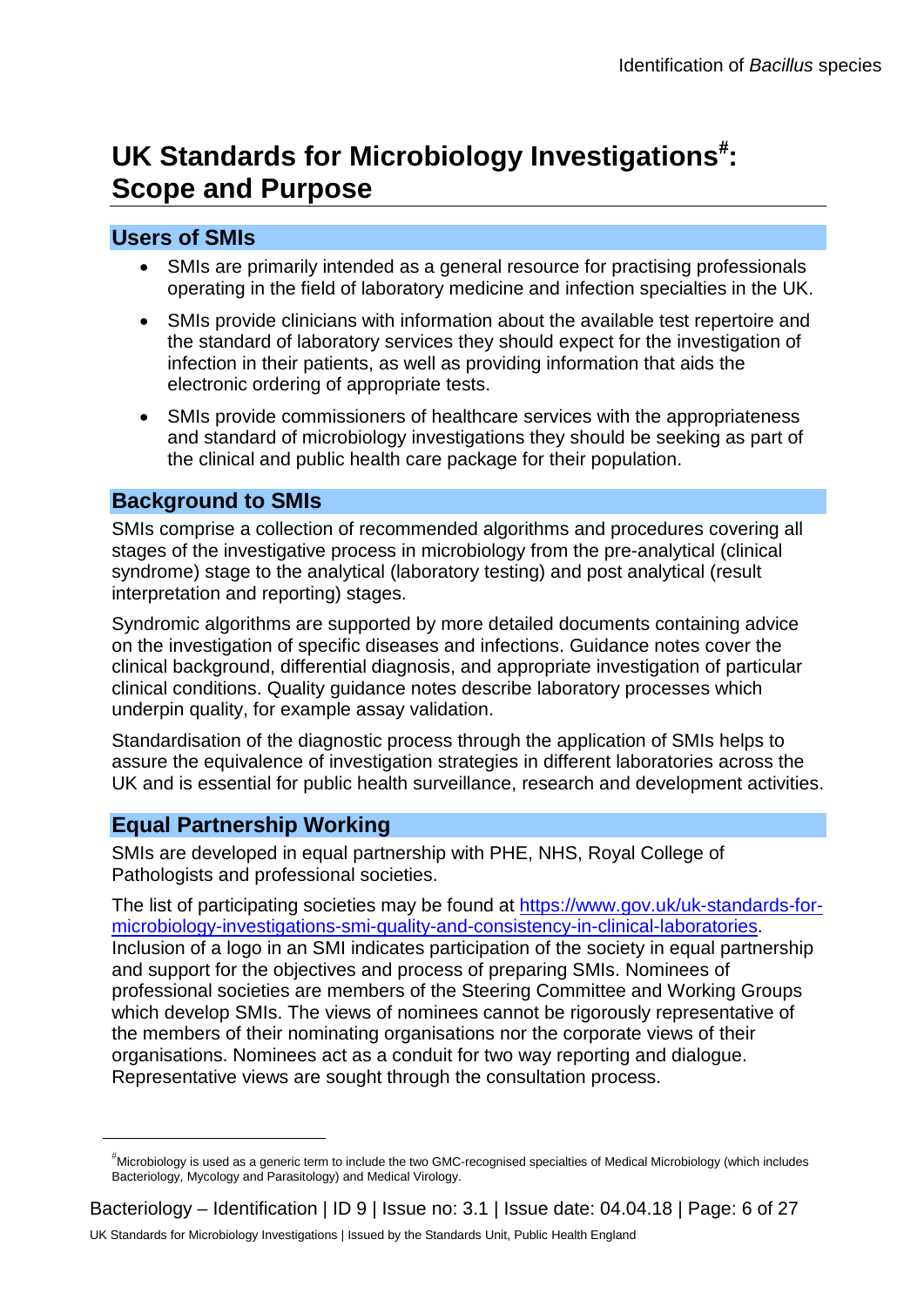# UK Standards for Microbiology Investigations[#]: Scope and Purpose

## Users of SMIs

- SMIs are primarily intended as a general resource for practising professionals operating in the field of laboratory medicine and infection specialties in the UK.
- SMIs provide clinicians with information about the available test repertoire and the standard of laboratory services they should expect for the investigation of infection in their patients, as well as providing information that aids the electronic ordering of appropriate tests.
- SMIs provide commissioners of healthcare services with the appropriateness and standard of microbiology investigations they should be seeking as part of the clinical and public health care package for their population.

## Background to SMIs

SMIs comprise a collection of recommended algorithms and procedures covering all stages of the investigative process in microbiology from the pre-analytical (clinical syndrome) stage to the analytical (laboratory testing) and post analytical (result interpretation and reporting) stages.

Syndromic algorithms are supported by more detailed documents containing advice on the investigation of specific diseases and infections. Guidance notes cover the clinical background, differential diagnosis, and appropriate investigation of particular clinical conditions. Quality guidance notes describe laboratory processes which underpin quality, for example assay validation.

Standardisation of the diagnostic process through the application of SMIs helps to assure the equivalence of investigation strategies in different laboratories across the UK and is essential for public health surveillance, research and development activities.

## Equal Partnership Working

SMIs are developed in equal partnership with PHE, NHS, Royal College of Pathologists and professional societies.

The list of participating societies may be found at [https://www.gov.uk/uk-standards-for-microbiology-investigations-smi-quality-and-consistency-in-clinical-laboratories](https://www.gov.uk/uk-standards-for-microbiology-investigations-smi-quality-and-consistency-in-clinical-laboratories). Inclusion of a logo in an SMI indicates participation of the society in equal partnership and support for the objectives and process of preparing SMIs. Nominees of professional societies are members of the Steering Committee and Working Groups which develop SMIs. The views of nominees cannot be rigorously representative of the members of their nominating organisations nor the corporate views of their organisations. Nominees act as a conduit for two way reporting and dialogue. Representative views are sought through the consultation process.

---

[#] Microbiology is used as a generic term to include the two GMC-recognised specialties of Medical Microbiology (which includes Bacteriology, Mycology and Parasitology) and Medical Virology.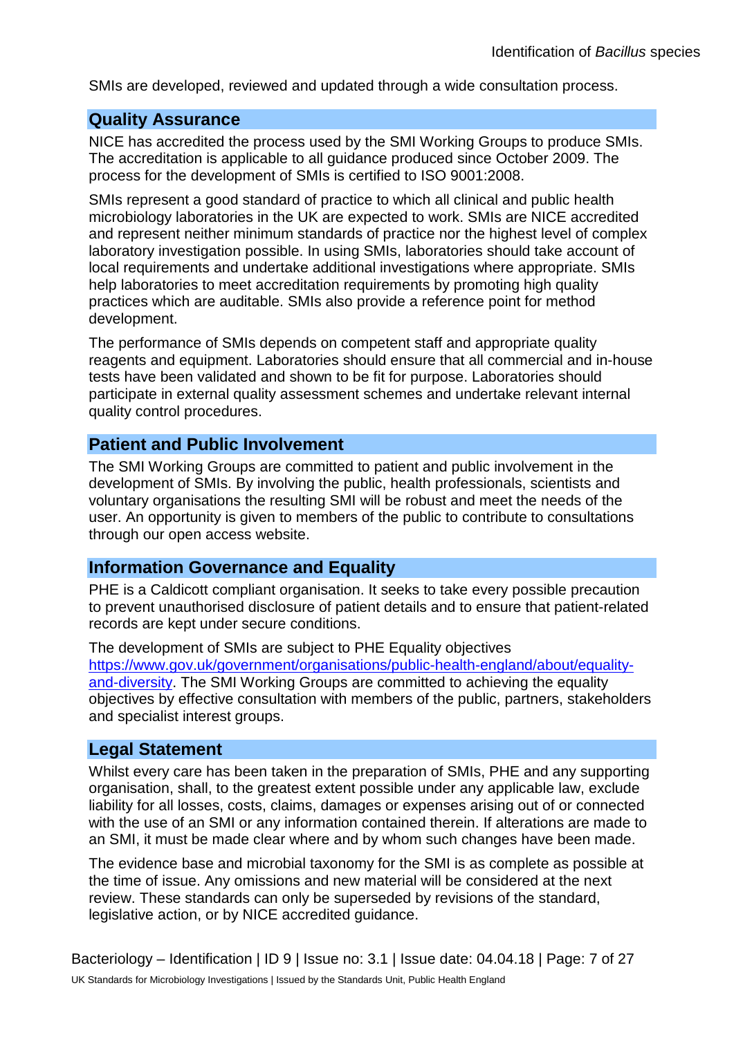SMIs are developed, reviewed and updated through a wide consultation process.

## Quality Assurance

NICE has accredited the process used by the SMI Working Groups to produce SMIs. The accreditation is applicable to all guidance produced since October 2009. The process for the development of SMIs is certified to ISO 9001:2008.

SMIs represent a good standard of practice to which all clinical and public health microbiology laboratories in the UK are expected to work. SMIs are NICE accredited and represent neither minimum standards of practice nor the highest level of complex laboratory investigation possible. In using SMIs, laboratories should take account of local requirements and undertake additional investigations where appropriate. SMIs help laboratories to meet accreditation requirements by promoting high quality practices which are auditable. SMIs also provide a reference point for method development.

The performance of SMIs depends on competent staff and appropriate quality reagents and equipment. Laboratories should ensure that all commercial and in-house tests have been validated and shown to be fit for purpose. Laboratories should participate in external quality assessment schemes and undertake relevant internal quality control procedures.

## Patient and Public Involvement

The SMI Working Groups are committed to patient and public involvement in the development of SMIs. By involving the public, health professionals, scientists and voluntary organisations the resulting SMI will be robust and meet the needs of the user. An opportunity is given to members of the public to contribute to consultations through our open access website.

## Information Governance and Equality

PHE is a Caldicott compliant organisation. It seeks to take every possible precaution to prevent unauthorised disclosure of patient details and to ensure that patient-related records are kept under secure conditions.

The development of SMIs are subject to PHE Equality objectives [https://www.gov.uk/government/organisations/public-health-england/about/equality-and-diversity](https://www.gov.uk/government/organisations/public-health-england/about/equality-and-diversity). The SMI Working Groups are committed to achieving the equality objectives by effective consultation with members of the public, partners, stakeholders and specialist interest groups.

## Legal Statement

Whilst every care has been taken in the preparation of SMIs, PHE and any supporting organisation, shall, to the greatest extent possible under any applicable law, exclude liability for all losses, costs, claims, damages or expenses arising out of or connected with the use of an SMI or any information contained therein. If alterations are made to an SMI, it must be made clear where and by whom such changes have been made.

The evidence base and microbial taxonomy for the SMI is as complete as possible at the time of issue. Any omissions and new material will be considered at the next review. These standards can only be superseded by revisions of the standard, legislative action, or by NICE accredited guidance.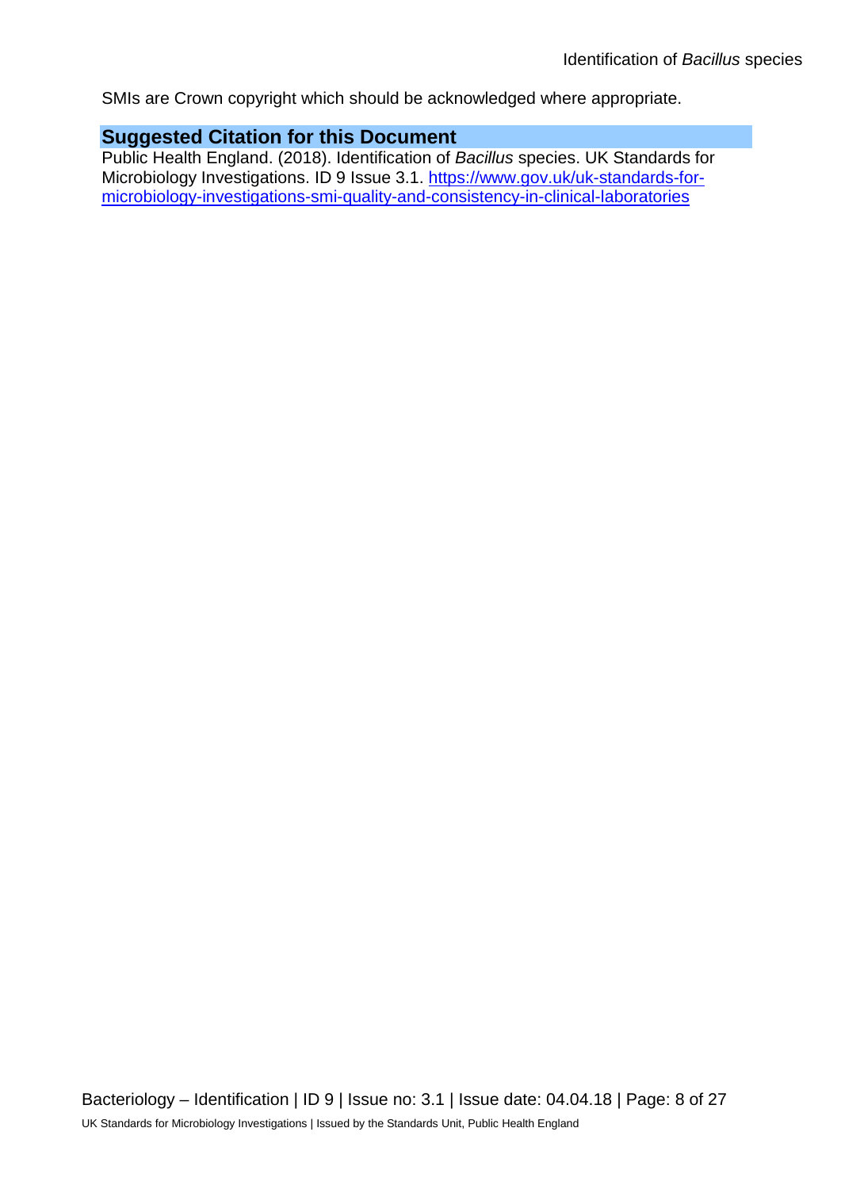SMIs are Crown copyright which should be acknowledged where appropriate.

## Suggested Citation for this Document

Public Health England. (2018). Identification of *Bacillus* species. UK Standards for Microbiology Investigations. ID 9 Issue 3.1. [https://www.gov.uk/uk-standards-for-microbiology-investigations-smi-quality-and-consistency-in-clinical-laboratories](https://www.gov.uk/uk-standards-for-microbiology-investigations-smi-quality-and-consistency-in-clinical-laboratories)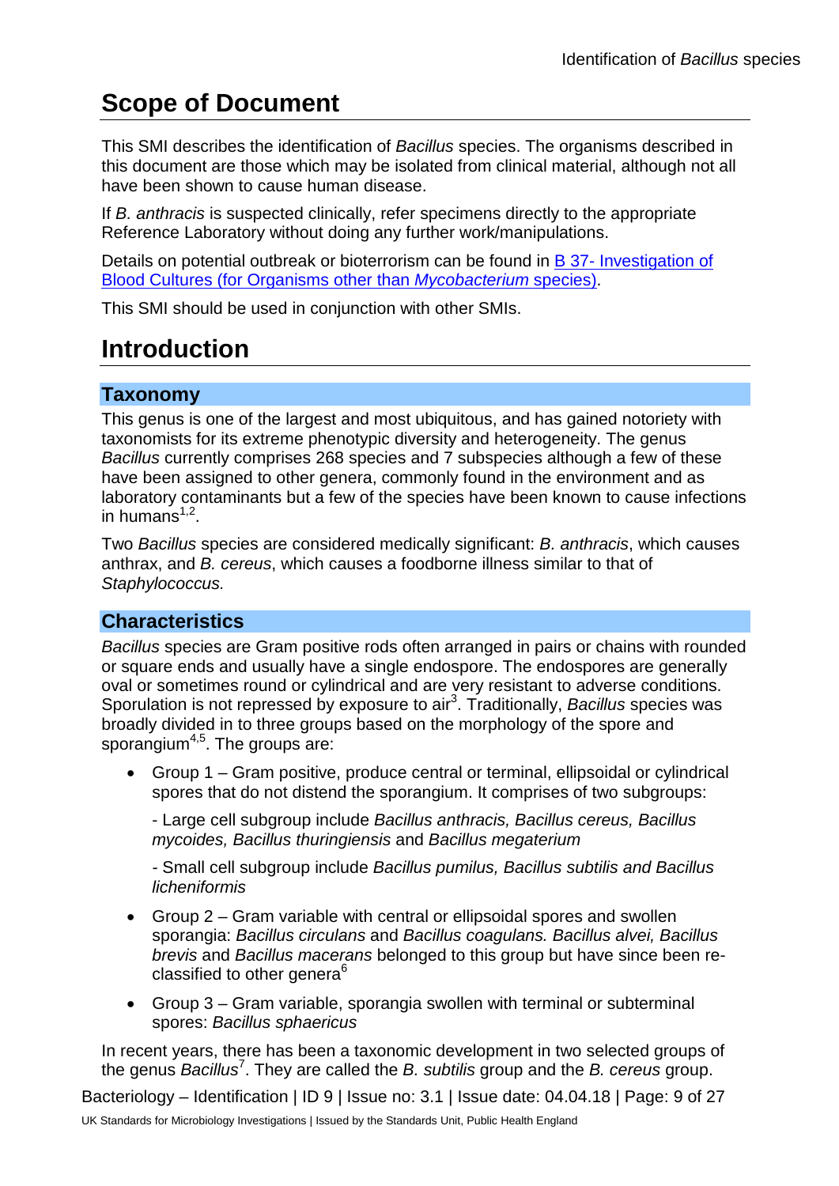# Scope of Document

This SMI describes the identification of *Bacillus* species. The organisms described in this document are those which may be isolated from clinical material, although not all have been shown to cause human disease.

If *B. anthracis* is suspected clinically, refer specimens directly to the appropriate Reference Laboratory without doing any further work/manipulations.

Details on potential outbreak or bioterrorism can be found in B 37- Investigation of Blood Cultures (for Organisms other than *Mycobacterium* species).

This SMI should be used in conjunction with other SMIs.

# Introduction

## Taxonomy

This genus is one of the largest and most ubiquitous, and has gained notoriety with taxonomists for its extreme phenotypic diversity and heterogeneity. The genus *Bacillus* currently comprises 268 species and 7 subspecies although a few of these have been assigned to other genera, commonly found in the environment and as laboratory contaminants but a few of the species have been known to cause infections in humans[1,2].

Two *Bacillus* species are considered medically significant: *B. anthracis*, which causes anthrax, and *B. cereus*, which causes a foodborne illness similar to that of *Staphylococcus.*

## Characteristics

*Bacillus* species are Gram positive rods often arranged in pairs or chains with rounded or square ends and usually have a single endospore. The endospores are generally oval or sometimes round or cylindrical and are very resistant to adverse conditions. Sporulation is not repressed by exposure to air[3]. Traditionally, *Bacillus* species was broadly divided in to three groups based on the morphology of the spore and sporangium[4,5]. The groups are:

- Group 1 – Gram positive, produce central or terminal, ellipsoidal or cylindrical spores that do not distend the sporangium. It comprises of two subgroups:

  - Large cell subgroup include *Bacillus anthracis, Bacillus cereus, Bacillus mycoides, Bacillus thuringiensis* and *Bacillus megaterium*

  - Small cell subgroup include *Bacillus pumilus, Bacillus subtilis and Bacillus licheniformis*

- Group 2 – Gram variable with central or ellipsoidal spores and swollen sporangia: *Bacillus circulans* and *Bacillus coagulans. Bacillus alvei, Bacillus brevis* and *Bacillus macerans* belonged to this group but have since been re-classified to other genera[6]

- Group 3 – Gram variable, sporangia swollen with terminal or subterminal spores: *Bacillus sphaericus*

In recent years, there has been a taxonomic development in two selected groups of the genus *Bacillus*[7]. They are called the *B. subtilis* group and the *B. cereus* group.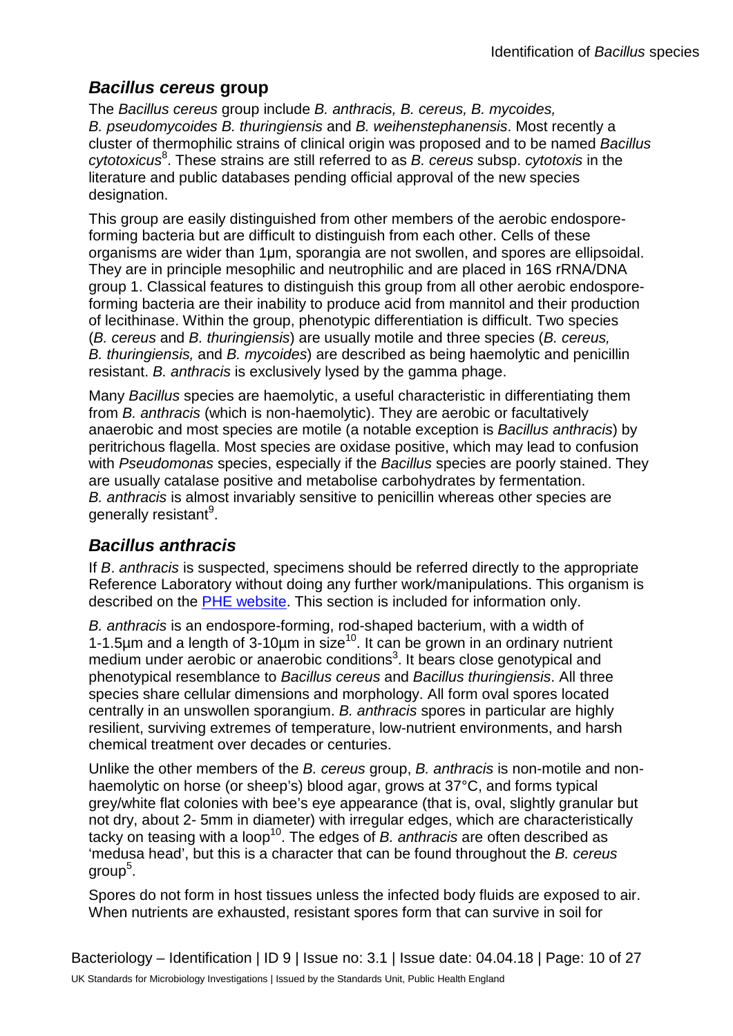## *Bacillus cereus* group

The *Bacillus cereus* group include *B. anthracis, B. cereus, B. mycoides, B. pseudomycoides B. thuringiensis* and *B. weihenstephanensis*. Most recently a cluster of thermophilic strains of clinical origin was proposed and to be named *Bacillus cytotoxicus*[8]. These strains are still referred to as *B. cereus* subsp. *cytotoxis* in the literature and public databases pending official approval of the new species designation.

This group are easily distinguished from other members of the aerobic endospore-forming bacteria but are difficult to distinguish from each other. Cells of these organisms are wider than 1µm, sporangia are not swollen, and spores are ellipsoidal. They are in principle mesophilic and neutrophilic and are placed in 16S rRNA/DNA group 1. Classical features to distinguish this group from all other aerobic endospore-forming bacteria are their inability to produce acid from mannitol and their production of lecithinase. Within the group, phenotypic differentiation is difficult. Two species (*B. cereus* and *B. thuringiensis*) are usually motile and three species (*B. cereus, B. thuringiensis,* and *B. mycoides*) are described as being haemolytic and penicillin resistant. *B. anthracis* is exclusively lysed by the gamma phage.

Many *Bacillus* species are haemolytic, a useful characteristic in differentiating them from *B. anthracis* (which is non-haemolytic). They are aerobic or facultatively anaerobic and most species are motile (a notable exception is *Bacillus anthracis*) by peritrichous flagella. Most species are oxidase positive, which may lead to confusion with *Pseudomonas* species, especially if the *Bacillus* species are poorly stained. They are usually catalase positive and metabolise carbohydrates by fermentation. *B. anthracis* is almost invariably sensitive to penicillin whereas other species are generally resistant[9].

## *Bacillus anthracis*

If *B. anthracis* is suspected, specimens should be referred directly to the appropriate Reference Laboratory without doing any further work/manipulations. This organism is described on the PHE website. This section is included for information only.

*B. anthracis* is an endospore-forming, rod-shaped bacterium, with a width of 1-1.5µm and a length of 3-10µm in size[10]. It can be grown in an ordinary nutrient medium under aerobic or anaerobic conditions[3]. It bears close genotypical and phenotypical resemblance to *Bacillus cereus* and *Bacillus thuringiensis*. All three species share cellular dimensions and morphology. All form oval spores located centrally in an unswollen sporangium. *B. anthracis* spores in particular are highly resilient, surviving extremes of temperature, low-nutrient environments, and harsh chemical treatment over decades or centuries.

Unlike the other members of the *B. cereus* group, *B. anthracis* is non-motile and non-haemolytic on horse (or sheep's) blood agar, grows at 37°C, and forms typical grey/white flat colonies with bee's eye appearance (that is, oval, slightly granular but not dry, about 2- 5mm in diameter) with irregular edges, which are characteristically tacky on teasing with a loop[10]. The edges of *B. anthracis* are often described as 'medusa head', but this is a character that can be found throughout the *B. cereus* group[5].

Spores do not form in host tissues unless the infected body fluids are exposed to air. When nutrients are exhausted, resistant spores form that can survive in soil for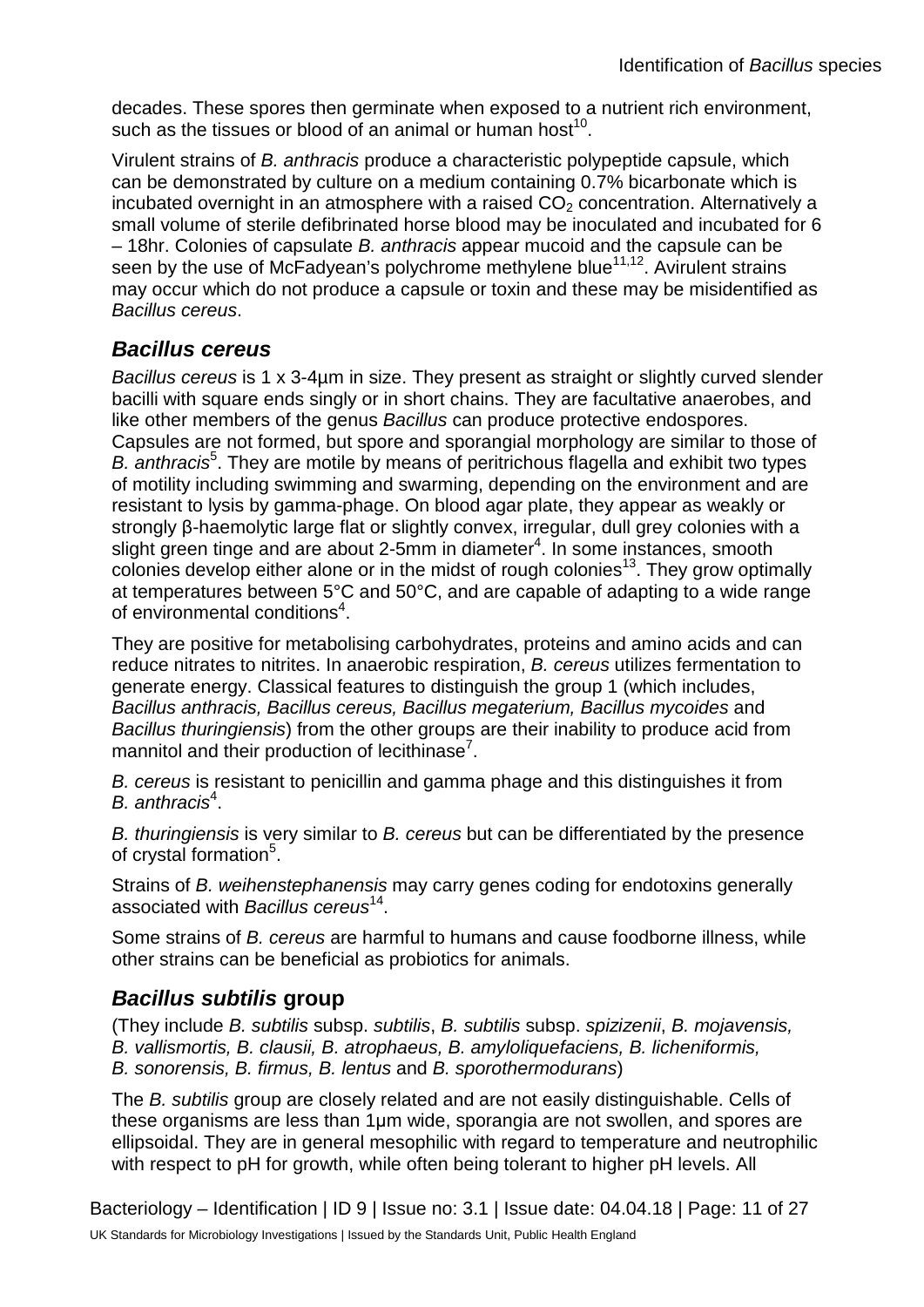decades. These spores then germinate when exposed to a nutrient rich environment, such as the tissues or blood of an animal or human host[10].

Virulent strains of *B. anthracis* produce a characteristic polypeptide capsule, which can be demonstrated by culture on a medium containing 0.7% bicarbonate which is incubated overnight in an atmosphere with a raised $CO_2$ concentration. Alternatively a small volume of sterile defibrinated horse blood may be inoculated and incubated for 6 – 18hr. Colonies of capsulate *B. anthracis* appear mucoid and the capsule can be seen by the use of McFadyean's polychrome methylene blue[11,12]. Avirulent strains may occur which do not produce a capsule or toxin and these may be misidentified as *Bacillus cereus*.

### *Bacillus cereus*

*Bacillus cereus* is 1 x 3-4µm in size. They present as straight or slightly curved slender bacilli with square ends singly or in short chains. They are facultative anaerobes, and like other members of the genus *Bacillus* can produce protective endospores. Capsules are not formed, but spore and sporangial morphology are similar to those of *B. anthracis*[5]. They are motile by means of peritrichous flagella and exhibit two types of motility including swimming and swarming, depending on the environment and are resistant to lysis by gamma-phage. On blood agar plate, they appear as weakly or strongly β-haemolytic large flat or slightly convex, irregular, dull grey colonies with a slight green tinge and are about 2-5mm in diameter[4]. In some instances, smooth colonies develop either alone or in the midst of rough colonies[13]. They grow optimally at temperatures between 5°C and 50°C, and are capable of adapting to a wide range of environmental conditions[4].

They are positive for metabolising carbohydrates, proteins and amino acids and can reduce nitrates to nitrites. In anaerobic respiration, *B. cereus* utilizes fermentation to generate energy. Classical features to distinguish the group 1 (which includes, *Bacillus anthracis, Bacillus cereus, Bacillus megaterium, Bacillus mycoides* and *Bacillus thuringiensis*) from the other groups are their inability to produce acid from mannitol and their production of lecithinase[7].

*B. cereus* is resistant to penicillin and gamma phage and this distinguishes it from *B. anthracis*[4].

*B. thuringiensis* is very similar to *B. cereus* but can be differentiated by the presence of crystal formation[5].

Strains of *B. weihenstephanensis* may carry genes coding for endotoxins generally associated with *Bacillus cereus*[14].

Some strains of *B. cereus* are harmful to humans and cause foodborne illness, while other strains can be beneficial as probiotics for animals.

### *Bacillus subtilis* group

(They include *B. subtilis* subsp. *subtilis*, *B. subtilis* subsp. *spizizenii*, *B. mojavensis, B. vallismortis, B. clausii, B. atrophaeus, B. amyloliquefaciens, B. licheniformis, B. sonorensis, B. firmus, B. lentus* and *B. sporothermodurans*)

The *B. subtilis* group are closely related and are not easily distinguishable. Cells of these organisms are less than 1µm wide, sporangia are not swollen, and spores are ellipsoidal. They are in general mesophilic with regard to temperature and neutrophilic with respect to pH for growth, while often being tolerant to higher pH levels. All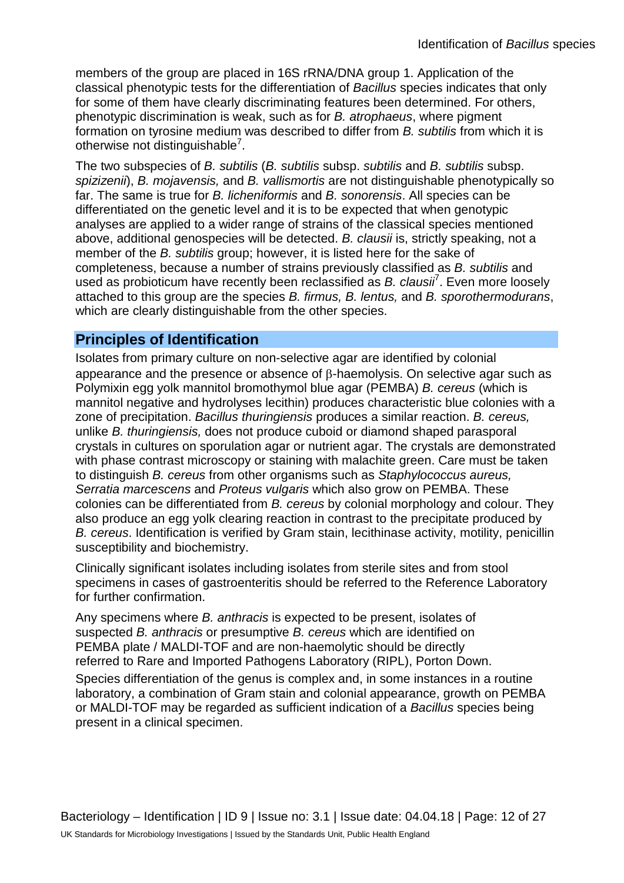members of the group are placed in 16S rRNA/DNA group 1. Application of the classical phenotypic tests for the differentiation of *Bacillus* species indicates that only for some of them have clearly discriminating features been determined. For others, phenotypic discrimination is weak, such as for *B. atrophaeus*, where pigment formation on tyrosine medium was described to differ from *B. subtilis* from which it is otherwise not distinguishable[7].

The two subspecies of *B. subtilis* (*B. subtilis* subsp. *subtilis* and *B. subtilis* subsp. *spizizenii*), *B. mojavensis,* and *B. vallismortis* are not distinguishable phenotypically so far. The same is true for *B. licheniformis* and *B. sonorensis*. All species can be differentiated on the genetic level and it is to be expected that when genotypic analyses are applied to a wider range of strains of the classical species mentioned above, additional genospecies will be detected. *B. clausii* is, strictly speaking, not a member of the *B. subtilis* group; however, it is listed here for the sake of completeness, because a number of strains previously classified as *B. subtilis* and used as probioticum have recently been reclassified as *B. clausii*[7]. Even more loosely attached to this group are the species *B. firmus, B. lentus,* and *B. sporothermodurans*, which are clearly distinguishable from the other species.

## Principles of Identification

Isolates from primary culture on non-selective agar are identified by colonial appearance and the presence or absence of β-haemolysis. On selective agar such as Polymixin egg yolk mannitol bromothymol blue agar (PEMBA) *B. cereus* (which is mannitol negative and hydrolyses lecithin) produces characteristic blue colonies with a zone of precipitation. *Bacillus thuringiensis* produces a similar reaction. *B. cereus,* unlike *B. thuringiensis,* does not produce cuboid or diamond shaped parasporal crystals in cultures on sporulation agar or nutrient agar. The crystals are demonstrated with phase contrast microscopy or staining with malachite green. Care must be taken to distinguish *B. cereus* from other organisms such as *Staphylococcus aureus, Serratia marcescens* and *Proteus vulgaris* which also grow on PEMBA. These colonies can be differentiated from *B. cereus* by colonial morphology and colour. They also produce an egg yolk clearing reaction in contrast to the precipitate produced by *B. cereus*. Identification is verified by Gram stain, lecithinase activity, motility, penicillin susceptibility and biochemistry.

Clinically significant isolates including isolates from sterile sites and from stool specimens in cases of gastroenteritis should be referred to the Reference Laboratory for further confirmation.

Any specimens where *B. anthracis* is expected to be present, isolates of suspected *B. anthracis* or presumptive *B. cereus* which are identified on PEMBA plate / MALDI-TOF and are non-haemolytic should be directly referred to Rare and Imported Pathogens Laboratory (RIPL), Porton Down.

Species differentiation of the genus is complex and, in some instances in a routine laboratory, a combination of Gram stain and colonial appearance, growth on PEMBA or MALDI-TOF may be regarded as sufficient indication of a *Bacillus* species being present in a clinical specimen.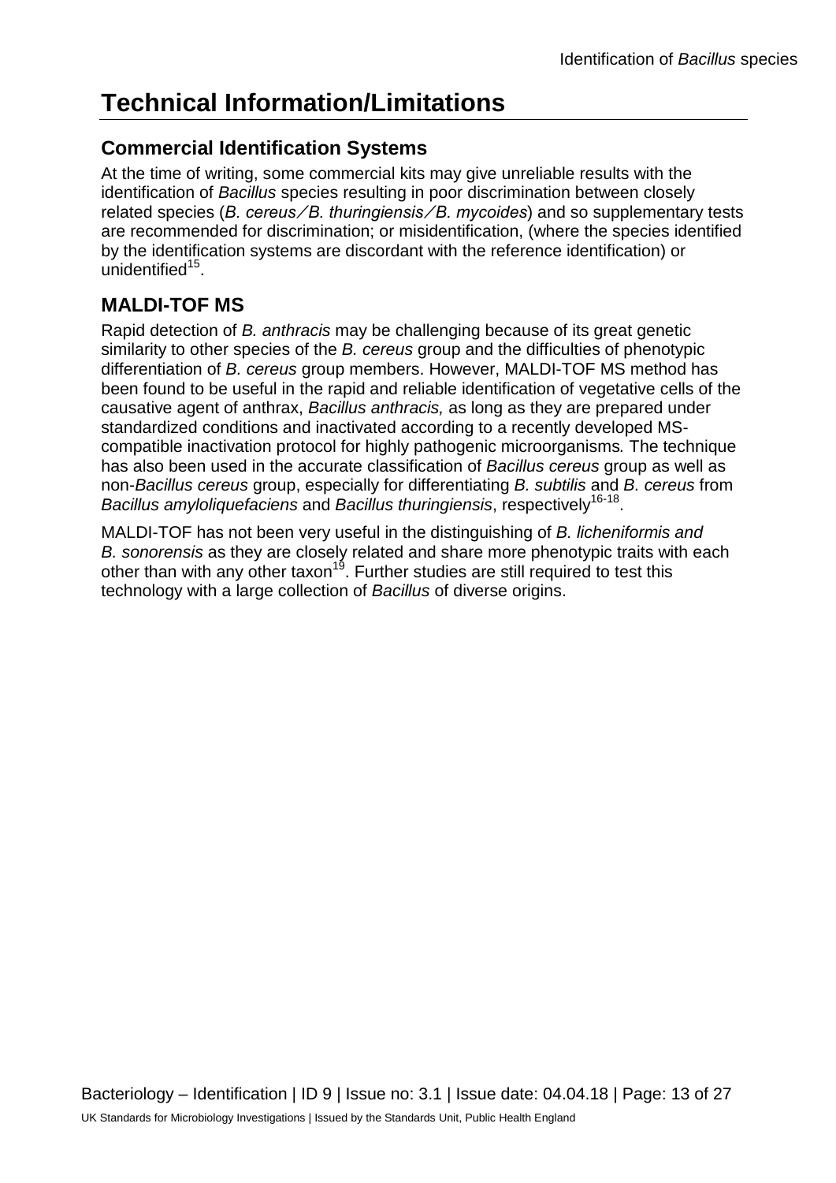# Technical Information/Limitations

## Commercial Identification Systems

At the time of writing, some commercial kits may give unreliable results with the identification of *Bacillus* species resulting in poor discrimination between closely related species (*B. cereus ⁄ B. thuringiensis ⁄ B. mycoides*) and so supplementary tests are recommended for discrimination; or misidentification, (where the species identified by the identification systems are discordant with the reference identification) or unidentified[15].

## MALDI-TOF MS

Rapid detection of *B. anthracis* may be challenging because of its great genetic similarity to other species of the *B. cereus* group and the difficulties of phenotypic differentiation of *B. cereus* group members. However, MALDI-TOF MS method has been found to be useful in the rapid and reliable identification of vegetative cells of the causative agent of anthrax, *Bacillus anthracis,* as long as they are prepared under standardized conditions and inactivated according to a recently developed MS-compatible inactivation protocol for highly pathogenic microorganisms*.* The technique has also been used in the accurate classification of *Bacillus cereus* group as well as non-*Bacillus cereus* group, especially for differentiating *B. subtilis* and *B. cereus* from *Bacillus amyloliquefaciens* and *Bacillus thuringiensis*, respectively[16-18].

MALDI-TOF has not been very useful in the distinguishing of *B. licheniformis and B. sonorensis* as they are closely related and share more phenotypic traits with each other than with any other taxon[19]. Further studies are still required to test this technology with a large collection of *Bacillus* of diverse origins.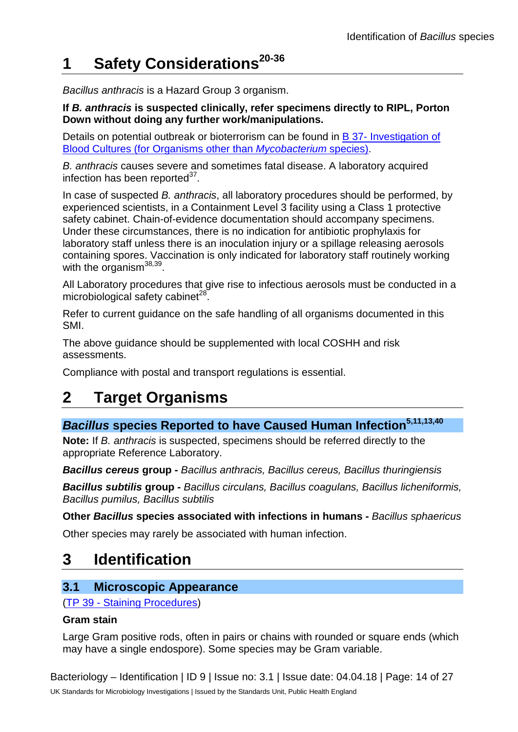# 1 Safety Considerations[20-36]

*Bacillus anthracis* is a Hazard Group 3 organism.

**If *B. anthracis* is suspected clinically, refer specimens directly to RIPL, Porton Down without doing any further work/manipulations.**

Details on potential outbreak or bioterrorism can be found in B 37- Investigation of Blood Cultures (for Organisms other than *Mycobacterium* species).

*B. anthracis* causes severe and sometimes fatal disease. A laboratory acquired infection has been reported[37].

In case of suspected *B. anthracis*, all laboratory procedures should be performed, by experienced scientists, in a Containment Level 3 facility using a Class 1 protective safety cabinet. Chain-of-evidence documentation should accompany specimens. Under these circumstances, there is no indication for antibiotic prophylaxis for laboratory staff unless there is an inoculation injury or a spillage releasing aerosols containing spores. Vaccination is only indicated for laboratory staff routinely working with the organism[38,39].

All Laboratory procedures that give rise to infectious aerosols must be conducted in a microbiological safety cabinet[28].

Refer to current guidance on the safe handling of all organisms documented in this SMI.

The above guidance should be supplemented with local COSHH and risk assessments.

Compliance with postal and transport regulations is essential.

# 2 Target Organisms

## *Bacillus* species Reported to have Caused Human Infection[5,11,13,40]

**Note:** If *B. anthracis* is suspected, specimens should be referred directly to the appropriate Reference Laboratory.

***Bacillus cereus* group -** *Bacillus anthracis, Bacillus cereus, Bacillus thuringiensis*

***Bacillus subtilis* group -** *Bacillus circulans, Bacillus coagulans, Bacillus licheniformis, Bacillus pumilus, Bacillus subtilis*

**Other *Bacillus* species associated with infections in humans -** *Bacillus sphaericus*

Other species may rarely be associated with human infection.

# 3 Identification

## 3.1 Microscopic Appearance

(TP 39 - Staining Procedures)

### Gram stain

Large Gram positive rods, often in pairs or chains with rounded or square ends (which may have a single endospore). Some species may be Gram variable.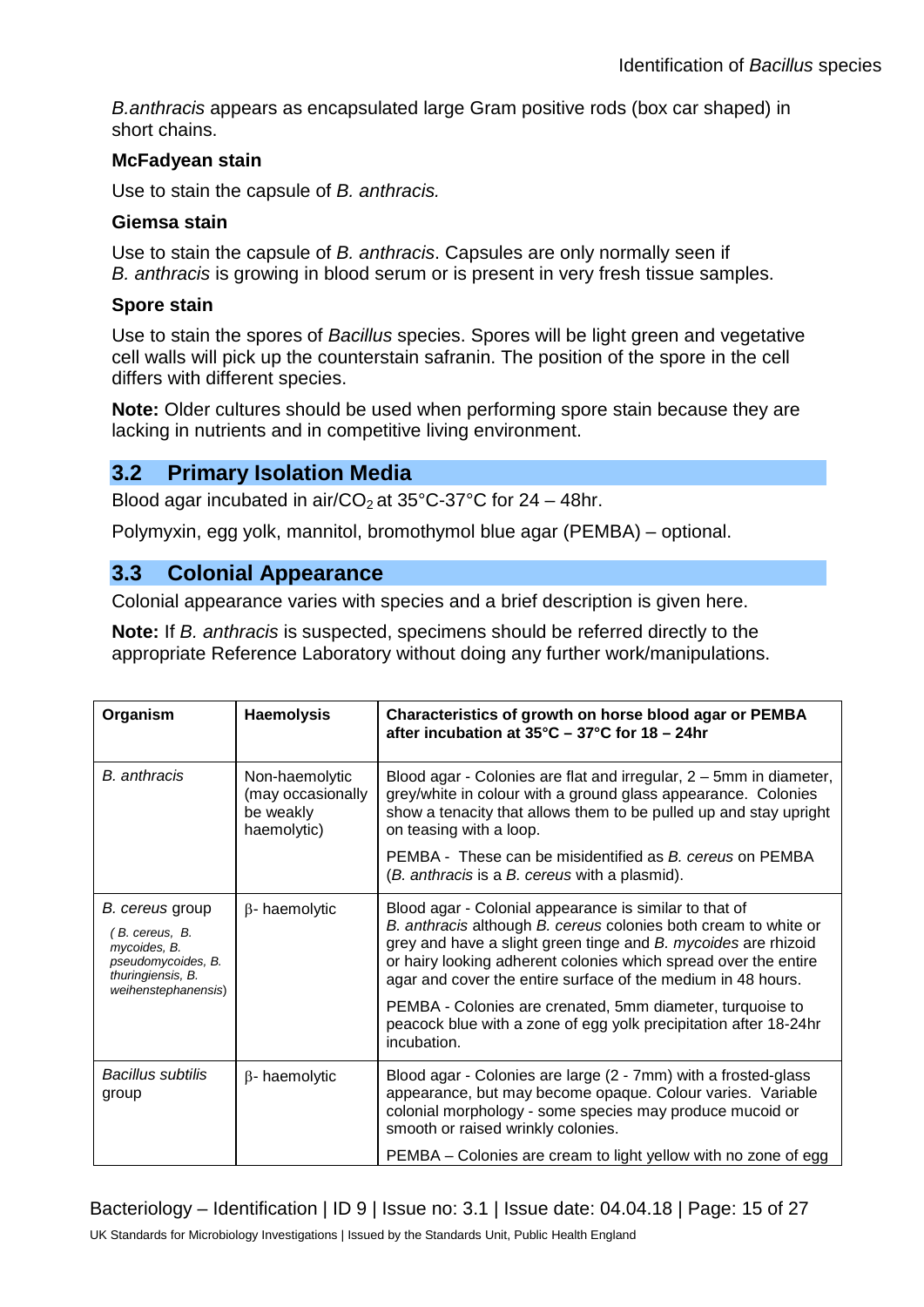*B.anthracis* appears as encapsulated large Gram positive rods (box car shaped) in short chains.

**McFadyean stain**

Use to stain the capsule of *B. anthracis.*

**Giemsa stain**

Use to stain the capsule of *B. anthracis*. Capsules are only normally seen if *B. anthracis* is growing in blood serum or is present in very fresh tissue samples.

**Spore stain**

Use to stain the spores of *Bacillus* species. Spores will be light green and vegetative cell walls will pick up the counterstain safranin. The position of the spore in the cell differs with different species.

**Note:** Older cultures should be used when performing spore stain because they are lacking in nutrients and in competitive living environment.

## 3.2 Primary Isolation Media

Blood agar incubated in air/$CO_2$ at 35°C-37°C for 24 – 48hr.

Polymyxin, egg yolk, mannitol, bromothymol blue agar (PEMBA) – optional.

## 3.3 Colonial Appearance

Colonial appearance varies with species and a brief description is given here.

**Note:** If *B. anthracis* is suspected, specimens should be referred directly to the appropriate Reference Laboratory without doing any further work/manipulations.

| Organism | Haemolysis | Characteristics of growth on horse blood agar or PEMBA after incubation at 35°C – 37°C for 18 – 24hr |
|---|---|---|
| *B. anthracis* | Non-haemolytic (may occasionally be weakly haemolytic) | Blood agar - Colonies are flat and irregular, 2 – 5mm in diameter, grey/white in colour with a ground glass appearance. Colonies show a tenacity that allows them to be pulled up and stay upright on teasing with a loop.<br>PEMBA - These can be misidentified as *B. cereus* on PEMBA (*B. anthracis* is a *B. cereus* with a plasmid). |
| *B. cereus* group<br>(*B. cereus, B. mycoides, B. pseudomycoides, B. thuringiensis, B. weihenstephanensis*) | β- haemolytic | Blood agar - Colonial appearance is similar to that of *B. anthracis* although *B. cereus* colonies both cream to white or grey and have a slight green tinge and *B. mycoides* are rhizoid or hairy looking adherent colonies which spread over the entire agar and cover the entire surface of the medium in 48 hours.<br>PEMBA - Colonies are crenated, 5mm diameter, turquoise to peacock blue with a zone of egg yolk precipitation after 18-24hr incubation. |
| *Bacillus subtilis* group | β- haemolytic | Blood agar - Colonies are large (2 - 7mm) with a frosted-glass appearance, but may become opaque. Colour varies. Variable colonial morphology - some species may produce mucoid or smooth or raised wrinkly colonies.<br>PEMBA – Colonies are cream to light yellow with no zone of egg |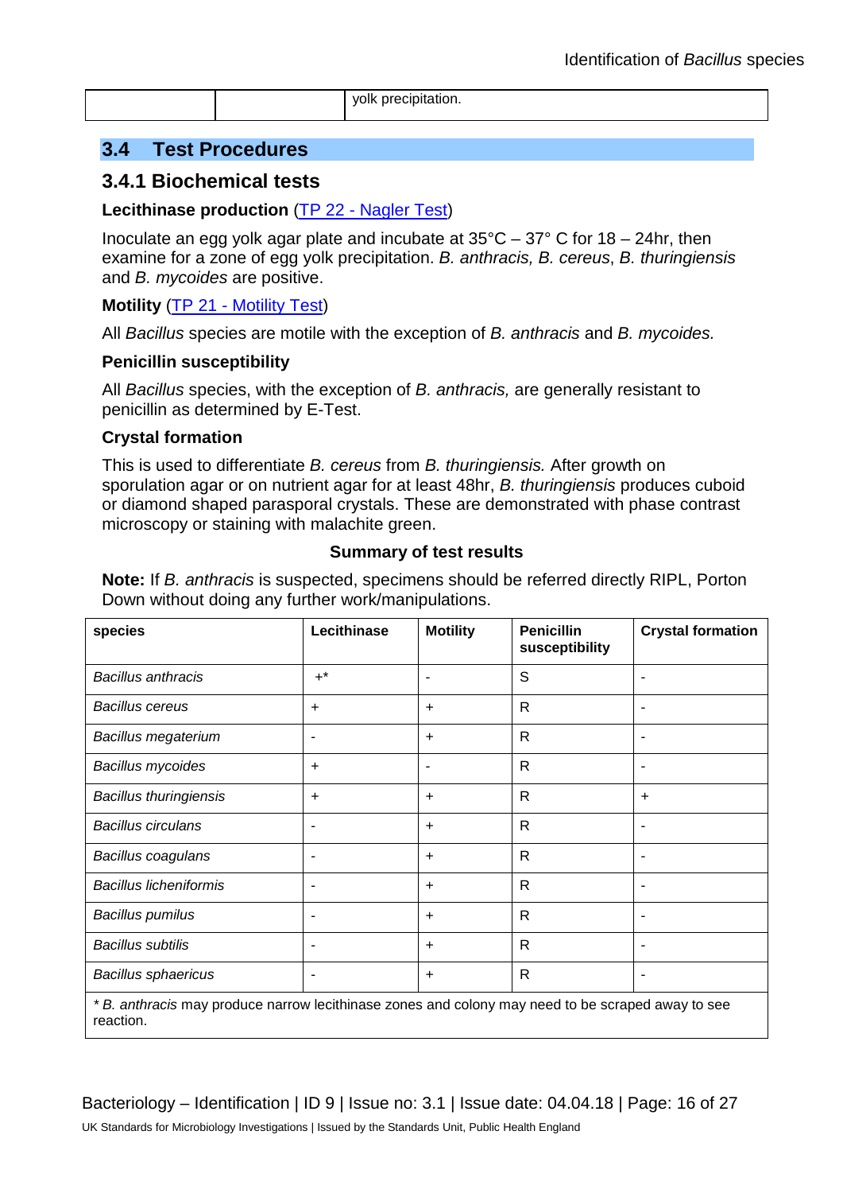| | | yolk precipitation. |
|---|---|---|

## 3.4 Test Procedures

### 3.4.1 Biochemical tests

**Lecithinase production** (TP 22 - Nagler Test)

Inoculate an egg yolk agar plate and incubate at 35°C – 37° C for 18 – 24hr, then examine for a zone of egg yolk precipitation. *B. anthracis, B. cereus*, *B. thuringiensis* and *B. mycoides* are positive.

**Motility** (TP 21 - Motility Test)

All *Bacillus* species are motile with the exception of *B. anthracis* and *B. mycoides.*

**Penicillin susceptibility**

All *Bacillus* species, with the exception of *B. anthracis,* are generally resistant to penicillin as determined by E-Test.

**Crystal formation**

This is used to differentiate *B. cereus* from *B. thuringiensis.* After growth on sporulation agar or on nutrient agar for at least 48hr, *B. thuringiensis* produces cuboid or diamond shaped parasporal crystals. These are demonstrated with phase contrast microscopy or staining with malachite green.

**Summary of test results**

**Note:** If *B. anthracis* is suspected, specimens should be referred directly RIPL, Porton Down without doing any further work/manipulations.

| species | Lecithinase | Motility | Penicillin susceptibility | Crystal formation |
|---|---|---|---|---|
| *Bacillus anthracis* | +* | - | S | - |
| *Bacillus cereus* | + | + | R | - |
| *Bacillus megaterium* | - | + | R | - |
| *Bacillus mycoides* | + | - | R | - |
| *Bacillus thuringiensis* | + | + | R | + |
| *Bacillus circulans* | - | + | R | - |
| *Bacillus coagulans* | - | + | R | - |
| *Bacillus licheniformis* | - | + | R | - |
| *Bacillus pumilus* | - | + | R | - |
| *Bacillus subtilis* | - | + | R | - |
| *Bacillus sphaericus* | - | + | R | - |

\* *B. anthracis* may produce narrow lecithinase zones and colony may need to be scraped away to see reaction.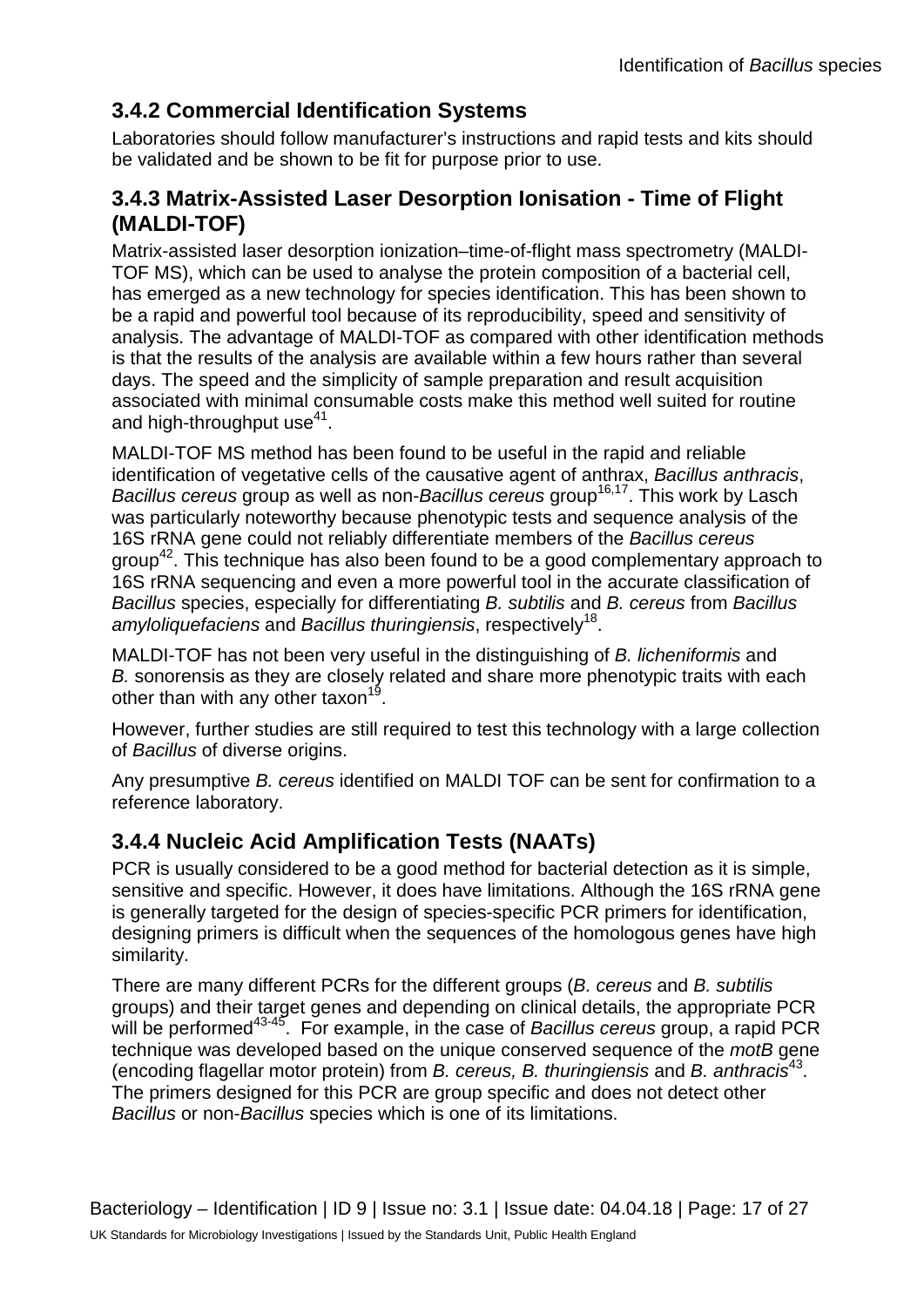### 3.4.2 Commercial Identification Systems

Laboratories should follow manufacturer's instructions and rapid tests and kits should be validated and be shown to be fit for purpose prior to use.

### 3.4.3 Matrix-Assisted Laser Desorption Ionisation - Time of Flight (MALDI-TOF)

Matrix-assisted laser desorption ionization–time-of-flight mass spectrometry (MALDI-TOF MS), which can be used to analyse the protein composition of a bacterial cell, has emerged as a new technology for species identification. This has been shown to be a rapid and powerful tool because of its reproducibility, speed and sensitivity of analysis. The advantage of MALDI-TOF as compared with other identification methods is that the results of the analysis are available within a few hours rather than several days. The speed and the simplicity of sample preparation and result acquisition associated with minimal consumable costs make this method well suited for routine and high-throughput use[41].

MALDI-TOF MS method has been found to be useful in the rapid and reliable identification of vegetative cells of the causative agent of anthrax, *Bacillus anthracis*, *Bacillus cereus* group as well as non-*Bacillus cereus* group[16,17]. This work by Lasch was particularly noteworthy because phenotypic tests and sequence analysis of the 16S rRNA gene could not reliably differentiate members of the *Bacillus cereus* group[42]. This technique has also been found to be a good complementary approach to 16S rRNA sequencing and even a more powerful tool in the accurate classification of *Bacillus* species, especially for differentiating *B. subtilis* and *B. cereus* from *Bacillus amyloliquefaciens* and *Bacillus thuringiensis*, respectively[18].

MALDI-TOF has not been very useful in the distinguishing of *B. licheniformis* and *B.* sonorensis as they are closely related and share more phenotypic traits with each other than with any other taxon[19].

However, further studies are still required to test this technology with a large collection of *Bacillus* of diverse origins.

Any presumptive *B. cereus* identified on MALDI TOF can be sent for confirmation to a reference laboratory.

### 3.4.4 Nucleic Acid Amplification Tests (NAATs)

PCR is usually considered to be a good method for bacterial detection as it is simple, sensitive and specific. However, it does have limitations. Although the 16S rRNA gene is generally targeted for the design of species-specific PCR primers for identification, designing primers is difficult when the sequences of the homologous genes have high similarity.

There are many different PCRs for the different groups (*B. cereus* and *B. subtilis* groups) and their target genes and depending on clinical details, the appropriate PCR will be performed[43-45]. For example, in the case of *Bacillus cereus* group, a rapid PCR technique was developed based on the unique conserved sequence of the *motB* gene (encoding flagellar motor protein) from *B. cereus, B. thuringiensis* and *B. anthracis*[43]. The primers designed for this PCR are group specific and does not detect other *Bacillus* or non-*Bacillus* species which is one of its limitations.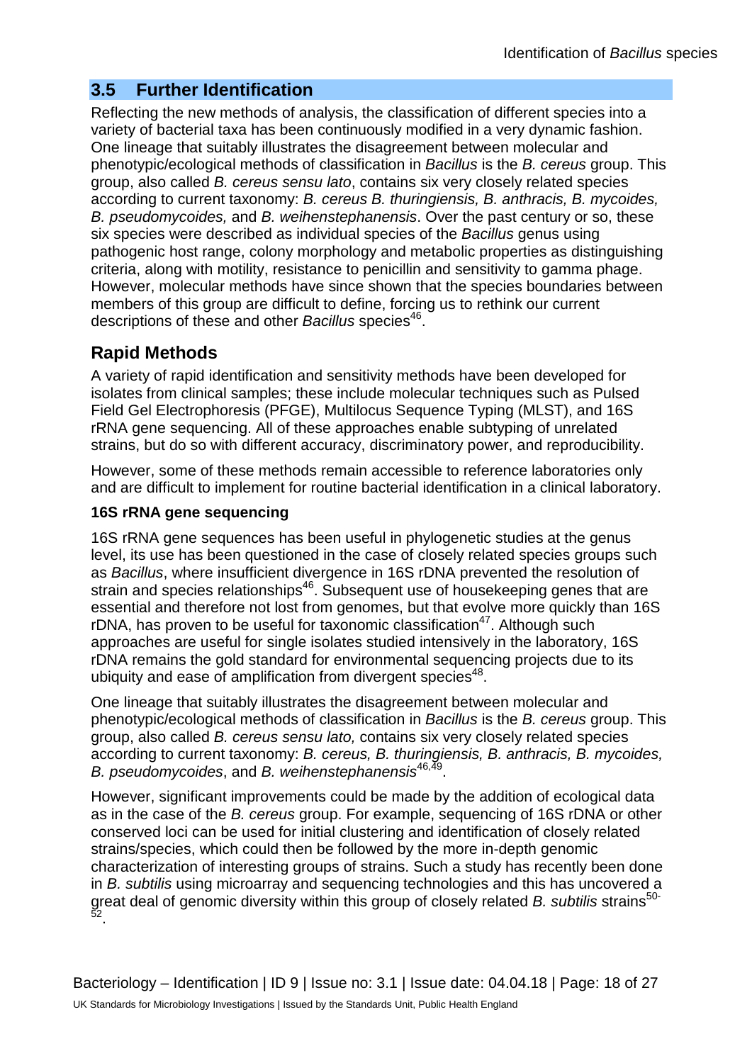## 3.5 Further Identification

Reflecting the new methods of analysis, the classification of different species into a variety of bacterial taxa has been continuously modified in a very dynamic fashion. One lineage that suitably illustrates the disagreement between molecular and phenotypic/ecological methods of classification in *Bacillus* is the *B. cereus* group. This group, also called *B. cereus sensu lato*, contains six very closely related species according to current taxonomy: *B. cereus B. thuringiensis, B. anthracis, B. mycoides, B. pseudomycoides,* and *B. weihenstephanensis*. Over the past century or so, these six species were described as individual species of the *Bacillus* genus using pathogenic host range, colony morphology and metabolic properties as distinguishing criteria, along with motility, resistance to penicillin and sensitivity to gamma phage. However, molecular methods have since shown that the species boundaries between members of this group are difficult to define, forcing us to rethink our current descriptions of these and other *Bacillus* species[46].

## Rapid Methods

A variety of rapid identification and sensitivity methods have been developed for isolates from clinical samples; these include molecular techniques such as Pulsed Field Gel Electrophoresis (PFGE), Multilocus Sequence Typing (MLST), and 16S rRNA gene sequencing. All of these approaches enable subtyping of unrelated strains, but do so with different accuracy, discriminatory power, and reproducibility.

However, some of these methods remain accessible to reference laboratories only and are difficult to implement for routine bacterial identification in a clinical laboratory.

### 16S rRNA gene sequencing

16S rRNA gene sequences has been useful in phylogenetic studies at the genus level, its use has been questioned in the case of closely related species groups such as *Bacillus*, where insufficient divergence in 16S rDNA prevented the resolution of strain and species relationships[46]. Subsequent use of housekeeping genes that are essential and therefore not lost from genomes, but that evolve more quickly than 16S rDNA, has proven to be useful for taxonomic classification[47]. Although such approaches are useful for single isolates studied intensively in the laboratory, 16S rDNA remains the gold standard for environmental sequencing projects due to its ubiquity and ease of amplification from divergent species[48].

One lineage that suitably illustrates the disagreement between molecular and phenotypic/ecological methods of classification in *Bacillus* is the *B. cereus* group. This group, also called *B. cereus sensu lato,* contains six very closely related species according to current taxonomy: *B. cereus, B. thuringiensis, B. anthracis, B. mycoides, B. pseudomycoides*, and *B. weihenstephanensis*[46,49].

However, significant improvements could be made by the addition of ecological data as in the case of the *B. cereus* group. For example, sequencing of 16S rDNA or other conserved loci can be used for initial clustering and identification of closely related strains/species, which could then be followed by the more in-depth genomic characterization of interesting groups of strains. Such a study has recently been done in *B. subtilis* using microarray and sequencing technologies and this has uncovered a great deal of genomic diversity within this group of closely related *B. subtilis* strains[50-52].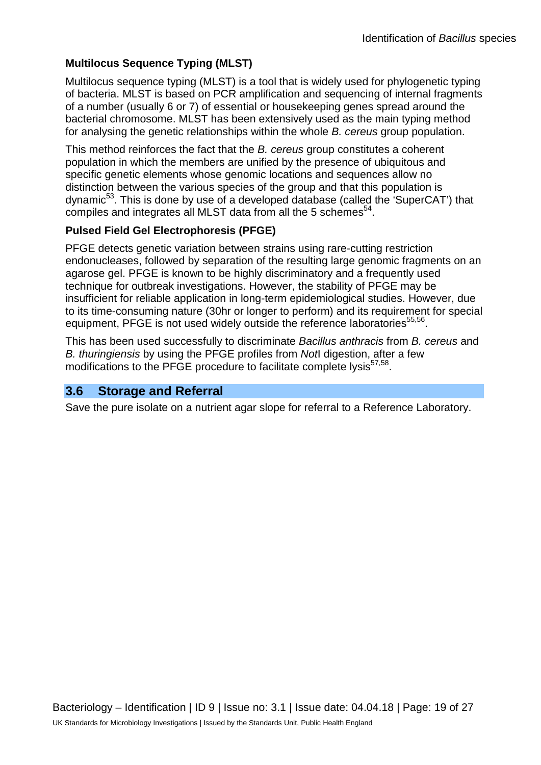**Multilocus Sequence Typing (MLST)**

Multilocus sequence typing (MLST) is a tool that is widely used for phylogenetic typing of bacteria. MLST is based on PCR amplification and sequencing of internal fragments of a number (usually 6 or 7) of essential or housekeeping genes spread around the bacterial chromosome. MLST has been extensively used as the main typing method for analysing the genetic relationships within the whole *B. cereus* group population.

This method reinforces the fact that the *B. cereus* group constitutes a coherent population in which the members are unified by the presence of ubiquitous and specific genetic elements whose genomic locations and sequences allow no distinction between the various species of the group and that this population is dynamic[53]. This is done by use of a developed database (called the 'SuperCAT') that compiles and integrates all MLST data from all the 5 schemes[54].

**Pulsed Field Gel Electrophoresis (PFGE)**

PFGE detects genetic variation between strains using rare-cutting restriction endonucleases, followed by separation of the resulting large genomic fragments on an agarose gel. PFGE is known to be highly discriminatory and a frequently used technique for outbreak investigations. However, the stability of PFGE may be insufficient for reliable application in long-term epidemiological studies. However, due to its time-consuming nature (30hr or longer to perform) and its requirement for special equipment, PFGE is not used widely outside the reference laboratories[55,56].

This has been used successfully to discriminate *Bacillus anthracis* from *B. cereus* and *B. thuringiensis* by using the PFGE profiles from *Not*I digestion, after a few modifications to the PFGE procedure to facilitate complete lysis[57,58].

## 3.6 Storage and Referral

Save the pure isolate on a nutrient agar slope for referral to a Reference Laboratory.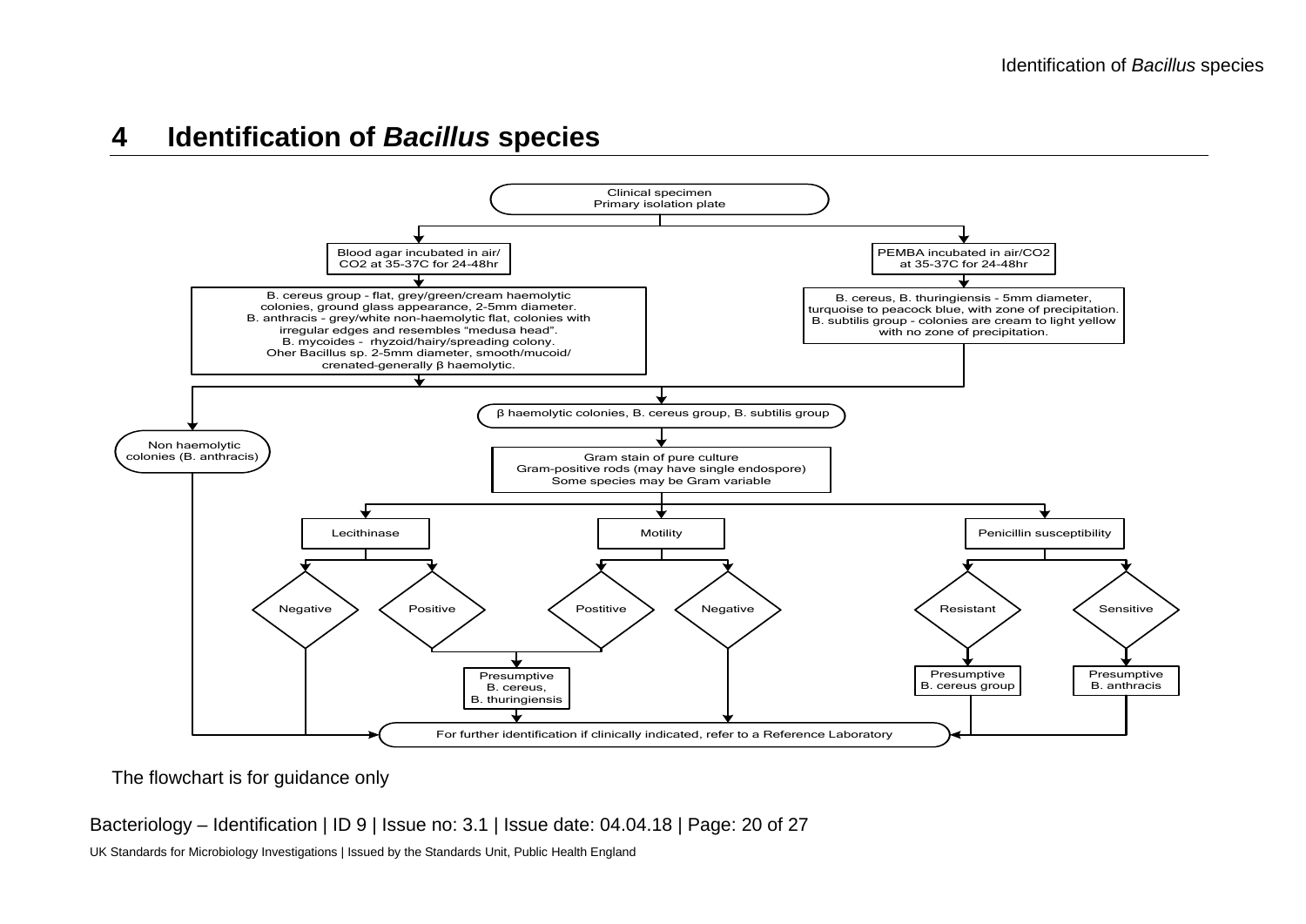## 4 Identification of *Bacillus* species

Clinical specimen
Primary isolation plate

Blood agar incubated in air/ CO2 at 35-37C for 24-48hr

PEMBA incubated in air/CO2 at 35-37C for 24-48hr

B. cereus group - flat, grey/green/cream haemolytic colonies, ground glass appearance, 2-5mm diameter.
B. anthracis - grey/white non-haemolytic flat, colonies with irregular edges and resembles "medusa head".
B. mycoides - rhyzoid/hairy/spreading colony.
Oher Bacillus sp. 2-5mm diameter, smooth/mucoid/ crenated-generally β haemolytic.

B. cereus, B. thuringiensis - 5mm diameter, turquoise to peacock blue, with zone of precipitation.
B. subtilis group - colonies are cream to light yellow with no zone of precipitation.

Non haemolytic colonies (B. anthracis)

β haemolytic colonies, B. cereus group, B. subtilis group

Gram stain of pure culture
Gram-positive rods (may have single endospore)
Some species may be Gram variable

Lecithinase: Negative / Positive

Motility: Postitive / Negative

Penicillin susceptibility: Resistant / Sensitive

Lecithinase Positive + Motility Postitive → Presumptive B. cereus, B. thuringiensis

Resistant → Presumptive B. cereus group

Sensitive → Presumptive B. anthracis

For further identification if clinically indicated, refer to a Reference Laboratory

The flowchart is for guidance only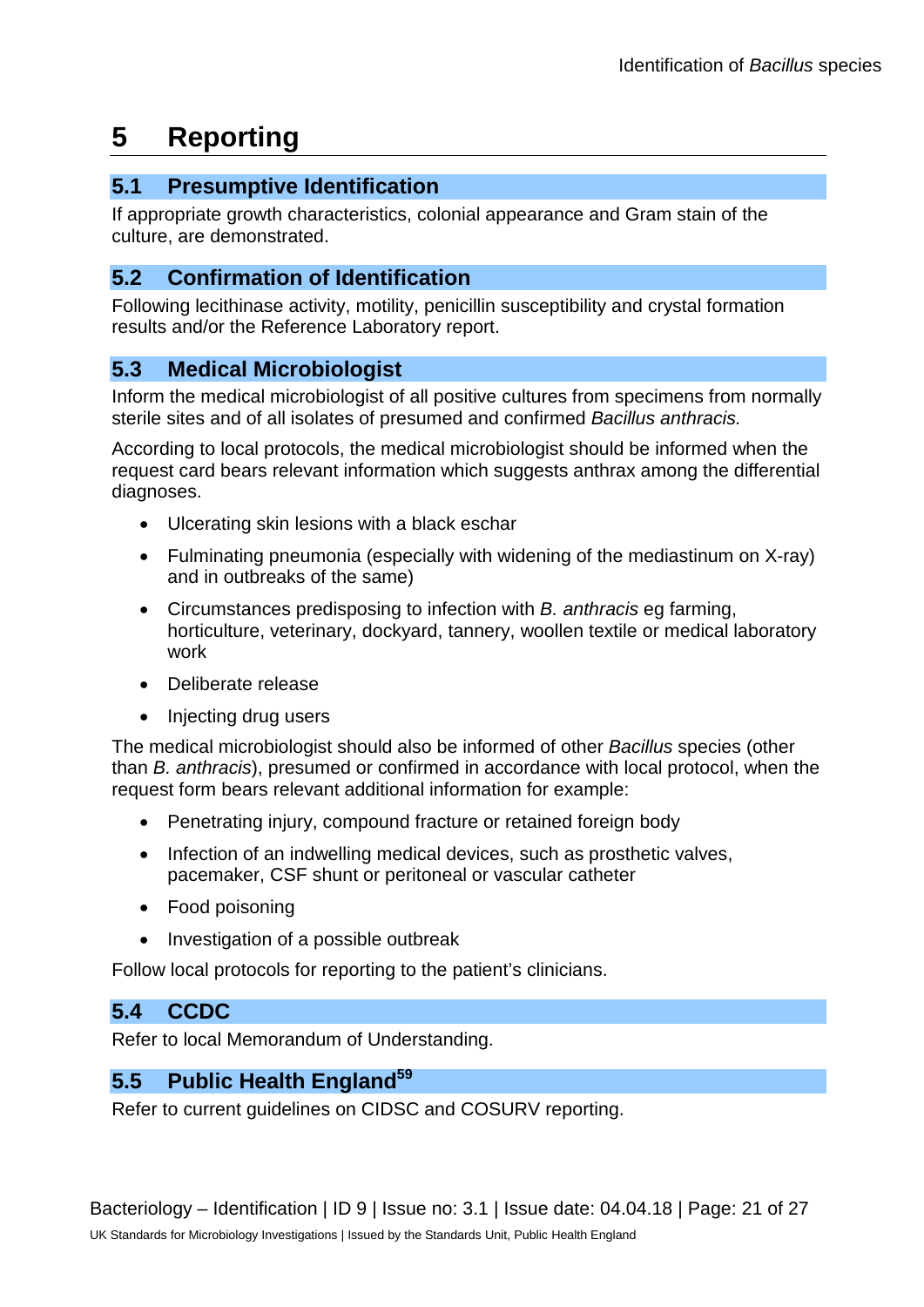# 5 Reporting

## 5.1 Presumptive Identification

If appropriate growth characteristics, colonial appearance and Gram stain of the culture, are demonstrated.

## 5.2 Confirmation of Identification

Following lecithinase activity, motility, penicillin susceptibility and crystal formation results and/or the Reference Laboratory report.

## 5.3 Medical Microbiologist

Inform the medical microbiologist of all positive cultures from specimens from normally sterile sites and of all isolates of presumed and confirmed *Bacillus anthracis.*

According to local protocols, the medical microbiologist should be informed when the request card bears relevant information which suggests anthrax among the differential diagnoses.

- Ulcerating skin lesions with a black eschar
- Fulminating pneumonia (especially with widening of the mediastinum on X-ray) and in outbreaks of the same)
- Circumstances predisposing to infection with *B. anthracis* eg farming, horticulture, veterinary, dockyard, tannery, woollen textile or medical laboratory work
- Deliberate release
- Injecting drug users

The medical microbiologist should also be informed of other *Bacillus* species (other than *B. anthracis*), presumed or confirmed in accordance with local protocol, when the request form bears relevant additional information for example:

- Penetrating injury, compound fracture or retained foreign body
- Infection of an indwelling medical devices, such as prosthetic valves, pacemaker, CSF shunt or peritoneal or vascular catheter
- Food poisoning
- Investigation of a possible outbreak

Follow local protocols for reporting to the patient's clinicians.

## 5.4 CCDC

Refer to local Memorandum of Understanding.

## 5.5 Public Health England[59]

Refer to current guidelines on CIDSC and COSURV reporting.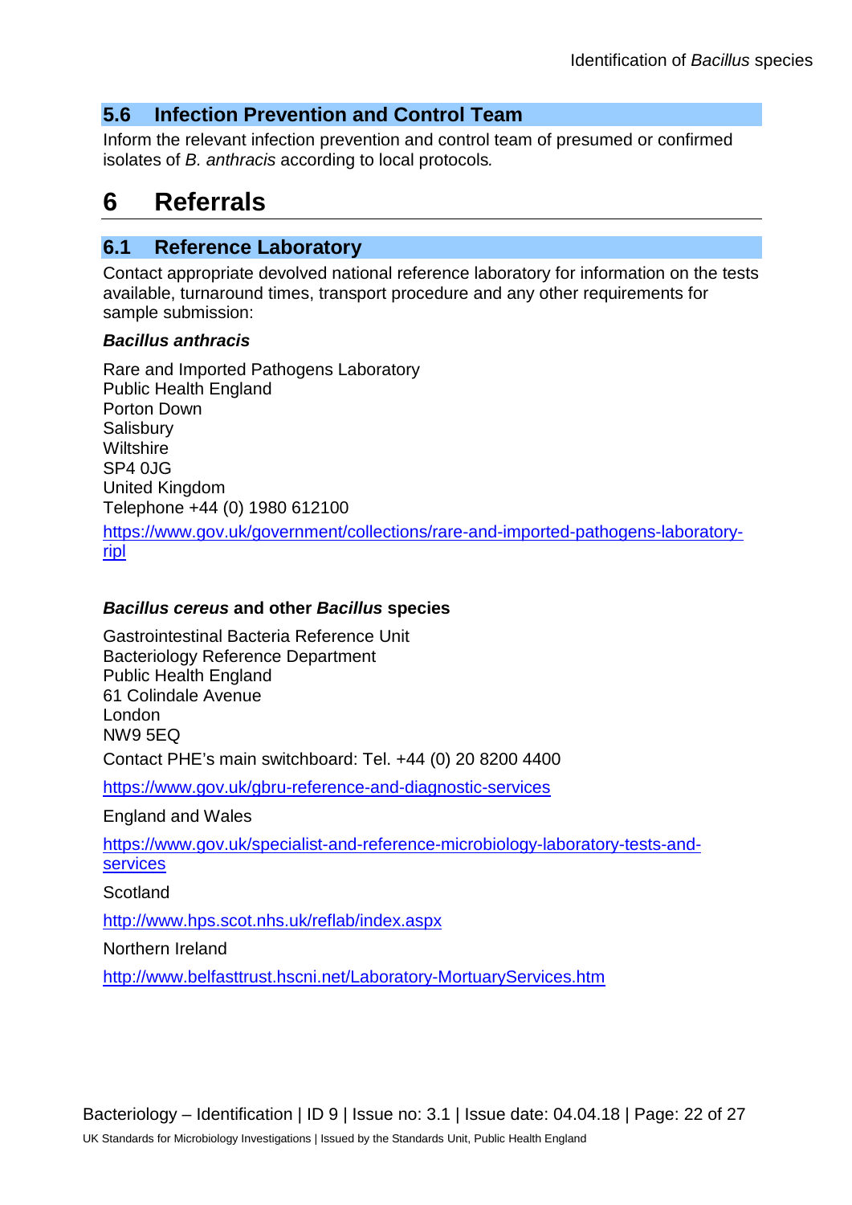## 5.6 Infection Prevention and Control Team

Inform the relevant infection prevention and control team of presumed or confirmed isolates of *B. anthracis* according to local protocols*.*

# 6 Referrals

## 6.1 Reference Laboratory

Contact appropriate devolved national reference laboratory for information on the tests available, turnaround times, transport procedure and any other requirements for sample submission:

***Bacillus anthracis***

Rare and Imported Pathogens Laboratory
Public Health England
Porton Down
Salisbury
Wiltshire
SP4 0JG
United Kingdom
Telephone +44 (0) 1980 612100

https://www.gov.uk/government/collections/rare-and-imported-pathogens-laboratory-ripl

***Bacillus cereus* and other *Bacillus* species**

Gastrointestinal Bacteria Reference Unit
Bacteriology Reference Department
Public Health England
61 Colindale Avenue
London
NW9 5EQ

Contact PHE's main switchboard: Tel. +44 (0) 20 8200 4400

https://www.gov.uk/gbru-reference-and-diagnostic-services

England and Wales

https://www.gov.uk/specialist-and-reference-microbiology-laboratory-tests-and-services

Scotland

http://www.hps.scot.nhs.uk/reflab/index.aspx

Northern Ireland

http://www.belfasttrust.hscni.net/Laboratory-MortuaryServices.htm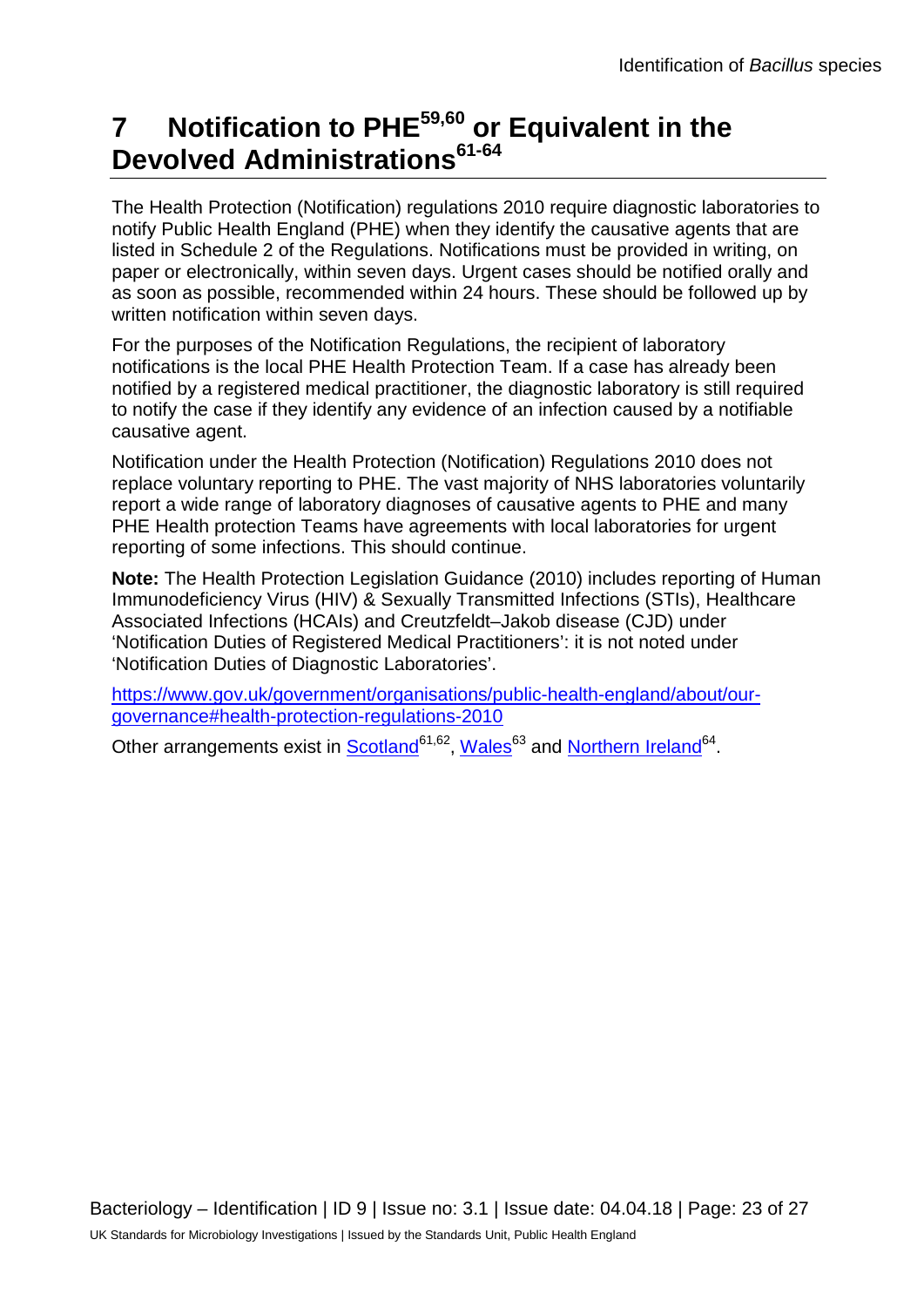# 7 Notification to PHE[59,60] or Equivalent in the Devolved Administrations[61-64]

The Health Protection (Notification) regulations 2010 require diagnostic laboratories to notify Public Health England (PHE) when they identify the causative agents that are listed in Schedule 2 of the Regulations. Notifications must be provided in writing, on paper or electronically, within seven days. Urgent cases should be notified orally and as soon as possible, recommended within 24 hours. These should be followed up by written notification within seven days.

For the purposes of the Notification Regulations, the recipient of laboratory notifications is the local PHE Health Protection Team. If a case has already been notified by a registered medical practitioner, the diagnostic laboratory is still required to notify the case if they identify any evidence of an infection caused by a notifiable causative agent.

Notification under the Health Protection (Notification) Regulations 2010 does not replace voluntary reporting to PHE. The vast majority of NHS laboratories voluntarily report a wide range of laboratory diagnoses of causative agents to PHE and many PHE Health protection Teams have agreements with local laboratories for urgent reporting of some infections. This should continue.

**Note:** The Health Protection Legislation Guidance (2010) includes reporting of Human Immunodeficiency Virus (HIV) & Sexually Transmitted Infections (STIs), Healthcare Associated Infections (HCAIs) and Creutzfeldt–Jakob disease (CJD) under 'Notification Duties of Registered Medical Practitioners': it is not noted under 'Notification Duties of Diagnostic Laboratories'.

https://www.gov.uk/government/organisations/public-health-england/about/our-governance#health-protection-regulations-2010

Other arrangements exist in Scotland[61,62], Wales[63] and Northern Ireland[64].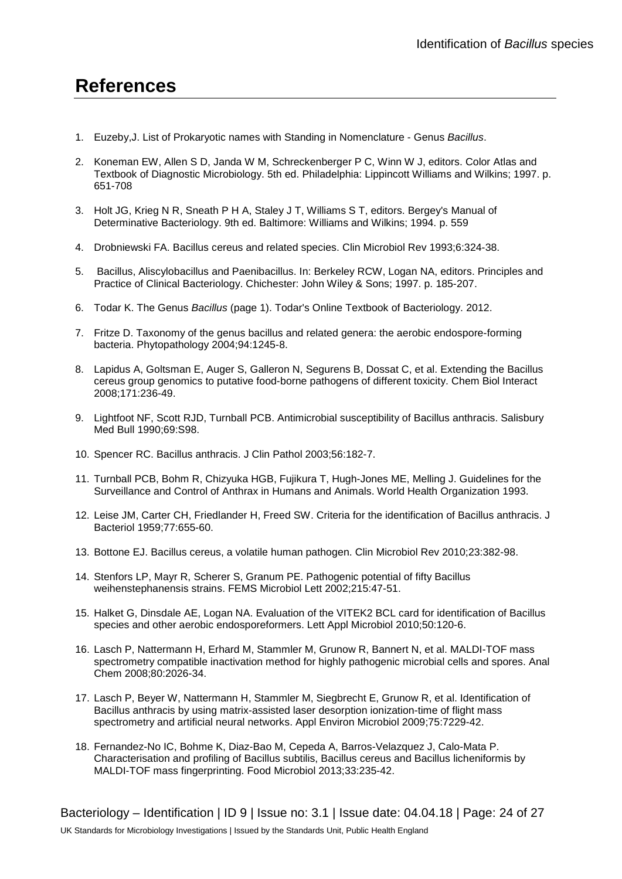## References

1. Euzeby,J. List of Prokaryotic names with Standing in Nomenclature - Genus *Bacillus*.

2. Koneman EW, Allen S D, Janda W M, Schreckenberger P C, Winn W J, editors. Color Atlas and Textbook of Diagnostic Microbiology. 5th ed. Philadelphia: Lippincott Williams and Wilkins; 1997. p. 651-708

3. Holt JG, Krieg N R, Sneath P H A, Staley J T, Williams S T, editors. Bergey's Manual of Determinative Bacteriology. 9th ed. Baltimore: Williams and Wilkins; 1994. p. 559

4. Drobniewski FA. Bacillus cereus and related species. Clin Microbiol Rev 1993;6:324-38.

5. Bacillus, Aliscylobacillus and Paenibacillus. In: Berkeley RCW, Logan NA, editors. Principles and Practice of Clinical Bacteriology. Chichester: John Wiley & Sons; 1997. p. 185-207.

6. Todar K. The Genus *Bacillus* (page 1). Todar's Online Textbook of Bacteriology. 2012.

7. Fritze D. Taxonomy of the genus bacillus and related genera: the aerobic endospore-forming bacteria. Phytopathology 2004;94:1245-8.

8. Lapidus A, Goltsman E, Auger S, Galleron N, Segurens B, Dossat C, et al. Extending the Bacillus cereus group genomics to putative food-borne pathogens of different toxicity. Chem Biol Interact 2008;171:236-49.

9. Lightfoot NF, Scott RJD, Turnball PCB. Antimicrobial susceptibility of Bacillus anthracis. Salisbury Med Bull 1990;69:S98.

10. Spencer RC. Bacillus anthracis. J Clin Pathol 2003;56:182-7.

11. Turnball PCB, Bohm R, Chizyuka HGB, Fujikura T, Hugh-Jones ME, Melling J. Guidelines for the Surveillance and Control of Anthrax in Humans and Animals. World Health Organization 1993.

12. Leise JM, Carter CH, Friedlander H, Freed SW. Criteria for the identification of Bacillus anthracis. J Bacteriol 1959;77:655-60.

13. Bottone EJ. Bacillus cereus, a volatile human pathogen. Clin Microbiol Rev 2010;23:382-98.

14. Stenfors LP, Mayr R, Scherer S, Granum PE. Pathogenic potential of fifty Bacillus weihenstephanensis strains. FEMS Microbiol Lett 2002;215:47-51.

15. Halket G, Dinsdale AE, Logan NA. Evaluation of the VITEK2 BCL card for identification of Bacillus species and other aerobic endosporeformers. Lett Appl Microbiol 2010;50:120-6.

16. Lasch P, Nattermann H, Erhard M, Stammler M, Grunow R, Bannert N, et al. MALDI-TOF mass spectrometry compatible inactivation method for highly pathogenic microbial cells and spores. Anal Chem 2008;80:2026-34.

17. Lasch P, Beyer W, Nattermann H, Stammler M, Siegbrecht E, Grunow R, et al. Identification of Bacillus anthracis by using matrix-assisted laser desorption ionization-time of flight mass spectrometry and artificial neural networks. Appl Environ Microbiol 2009;75:7229-42.

18. Fernandez-No IC, Bohme K, Diaz-Bao M, Cepeda A, Barros-Velazquez J, Calo-Mata P. Characterisation and profiling of Bacillus subtilis, Bacillus cereus and Bacillus licheniformis by MALDI-TOF mass fingerprinting. Food Microbiol 2013;33:235-42.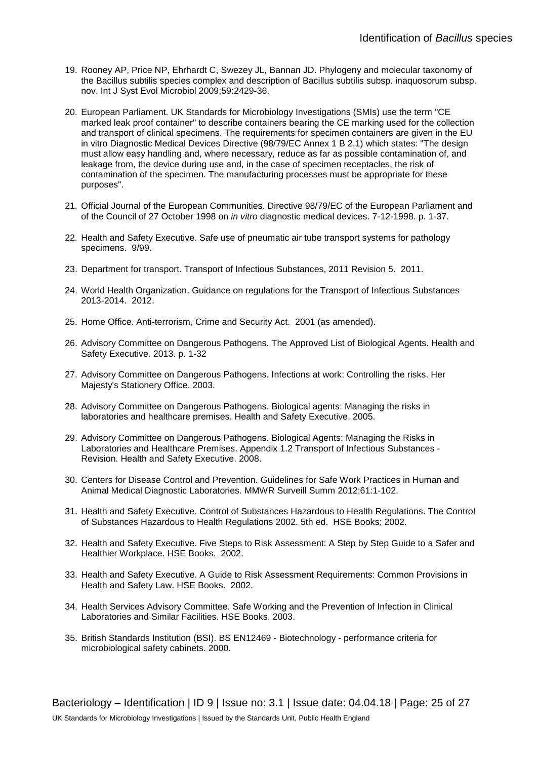19. Rooney AP, Price NP, Ehrhardt C, Swezey JL, Bannan JD. Phylogeny and molecular taxonomy of the Bacillus subtilis species complex and description of Bacillus subtilis subsp. inaquosorum subsp. nov. Int J Syst Evol Microbiol 2009;59:2429-36.

20. European Parliament. UK Standards for Microbiology Investigations (SMIs) use the term "CE marked leak proof container" to describe containers bearing the CE marking used for the collection and transport of clinical specimens. The requirements for specimen containers are given in the EU in vitro Diagnostic Medical Devices Directive (98/79/EC Annex 1 B 2.1) which states: "The design must allow easy handling and, where necessary, reduce as far as possible contamination of, and leakage from, the device during use and, in the case of specimen receptacles, the risk of contamination of the specimen. The manufacturing processes must be appropriate for these purposes".

21. Official Journal of the European Communities. Directive 98/79/EC of the European Parliament and of the Council of 27 October 1998 on *in vitro* diagnostic medical devices. 7-12-1998. p. 1-37.

22. Health and Safety Executive. Safe use of pneumatic air tube transport systems for pathology specimens. 9/99.

23. Department for transport. Transport of Infectious Substances, 2011 Revision 5. 2011.

24. World Health Organization. Guidance on regulations for the Transport of Infectious Substances 2013-2014. 2012.

25. Home Office. Anti-terrorism, Crime and Security Act. 2001 (as amended).

26. Advisory Committee on Dangerous Pathogens. The Approved List of Biological Agents. Health and Safety Executive. 2013. p. 1-32

27. Advisory Committee on Dangerous Pathogens. Infections at work: Controlling the risks. Her Majesty's Stationery Office. 2003.

28. Advisory Committee on Dangerous Pathogens. Biological agents: Managing the risks in laboratories and healthcare premises. Health and Safety Executive. 2005.

29. Advisory Committee on Dangerous Pathogens. Biological Agents: Managing the Risks in Laboratories and Healthcare Premises. Appendix 1.2 Transport of Infectious Substances - Revision. Health and Safety Executive. 2008.

30. Centers for Disease Control and Prevention. Guidelines for Safe Work Practices in Human and Animal Medical Diagnostic Laboratories. MMWR Surveill Summ 2012;61:1-102.

31. Health and Safety Executive. Control of Substances Hazardous to Health Regulations. The Control of Substances Hazardous to Health Regulations 2002. 5th ed. HSE Books; 2002.

32. Health and Safety Executive. Five Steps to Risk Assessment: A Step by Step Guide to a Safer and Healthier Workplace. HSE Books. 2002.

33. Health and Safety Executive. A Guide to Risk Assessment Requirements: Common Provisions in Health and Safety Law. HSE Books. 2002.

34. Health Services Advisory Committee. Safe Working and the Prevention of Infection in Clinical Laboratories and Similar Facilities. HSE Books. 2003.

35. British Standards Institution (BSI). BS EN12469 - Biotechnology - performance criteria for microbiological safety cabinets. 2000.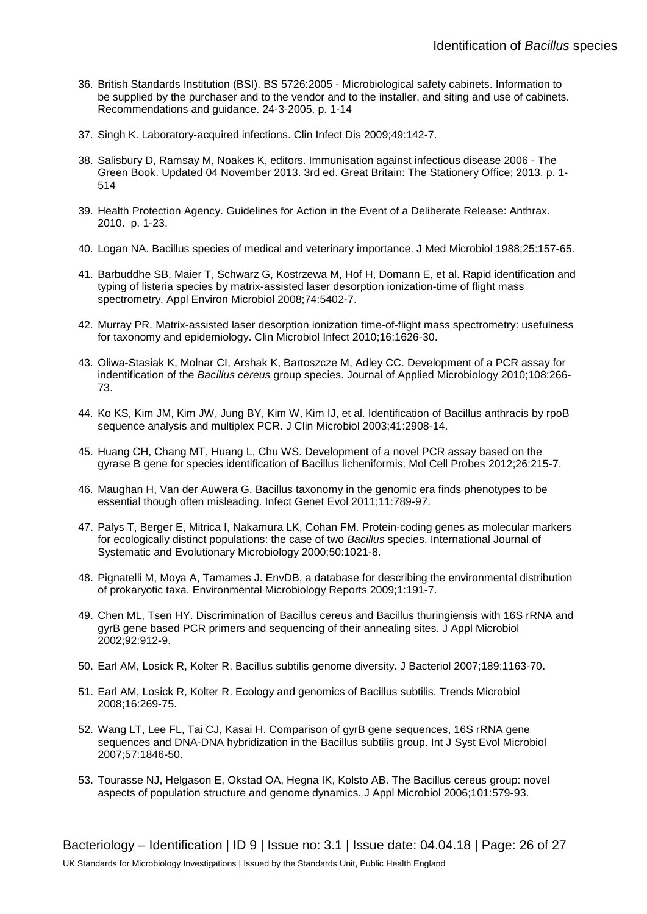36. British Standards Institution (BSI). BS 5726:2005 - Microbiological safety cabinets. Information to be supplied by the purchaser and to the vendor and to the installer, and siting and use of cabinets. Recommendations and guidance. 24-3-2005. p. 1-14

37. Singh K. Laboratory-acquired infections. Clin Infect Dis 2009;49:142-7.

38. Salisbury D, Ramsay M, Noakes K, editors. Immunisation against infectious disease 2006 - The Green Book. Updated 04 November 2013. 3rd ed. Great Britain: The Stationery Office; 2013. p. 1-514

39. Health Protection Agency. Guidelines for Action in the Event of a Deliberate Release: Anthrax. 2010. p. 1-23.

40. Logan NA. Bacillus species of medical and veterinary importance. J Med Microbiol 1988;25:157-65.

41. Barbuddhe SB, Maier T, Schwarz G, Kostrzewa M, Hof H, Domann E, et al. Rapid identification and typing of listeria species by matrix-assisted laser desorption ionization-time of flight mass spectrometry. Appl Environ Microbiol 2008;74:5402-7.

42. Murray PR. Matrix-assisted laser desorption ionization time-of-flight mass spectrometry: usefulness for taxonomy and epidemiology. Clin Microbiol Infect 2010;16:1626-30.

43. Oliwa-Stasiak K, Molnar CI, Arshak K, Bartoszcze M, Adley CC. Development of a PCR assay for indentification of the *Bacillus cereus* group species. Journal of Applied Microbiology 2010;108:266-73.

44. Ko KS, Kim JM, Kim JW, Jung BY, Kim W, Kim IJ, et al. Identification of Bacillus anthracis by rpoB sequence analysis and multiplex PCR. J Clin Microbiol 2003;41:2908-14.

45. Huang CH, Chang MT, Huang L, Chu WS. Development of a novel PCR assay based on the gyrase B gene for species identification of Bacillus licheniformis. Mol Cell Probes 2012;26:215-7.

46. Maughan H, Van der Auwera G. Bacillus taxonomy in the genomic era finds phenotypes to be essential though often misleading. Infect Genet Evol 2011;11:789-97.

47. Palys T, Berger E, Mitrica I, Nakamura LK, Cohan FM. Protein-coding genes as molecular markers for ecologically distinct populations: the case of two *Bacillus* species. International Journal of Systematic and Evolutionary Microbiology 2000;50:1021-8.

48. Pignatelli M, Moya A, Tamames J. EnvDB, a database for describing the environmental distribution of prokaryotic taxa. Environmental Microbiology Reports 2009;1:191-7.

49. Chen ML, Tsen HY. Discrimination of Bacillus cereus and Bacillus thuringiensis with 16S rRNA and gyrB gene based PCR primers and sequencing of their annealing sites. J Appl Microbiol 2002;92:912-9.

50. Earl AM, Losick R, Kolter R. Bacillus subtilis genome diversity. J Bacteriol 2007;189:1163-70.

51. Earl AM, Losick R, Kolter R. Ecology and genomics of Bacillus subtilis. Trends Microbiol 2008;16:269-75.

52. Wang LT, Lee FL, Tai CJ, Kasai H. Comparison of gyrB gene sequences, 16S rRNA gene sequences and DNA-DNA hybridization in the Bacillus subtilis group. Int J Syst Evol Microbiol 2007;57:1846-50.

53. Tourasse NJ, Helgason E, Okstad OA, Hegna IK, Kolsto AB. The Bacillus cereus group: novel aspects of population structure and genome dynamics. J Appl Microbiol 2006;101:579-93.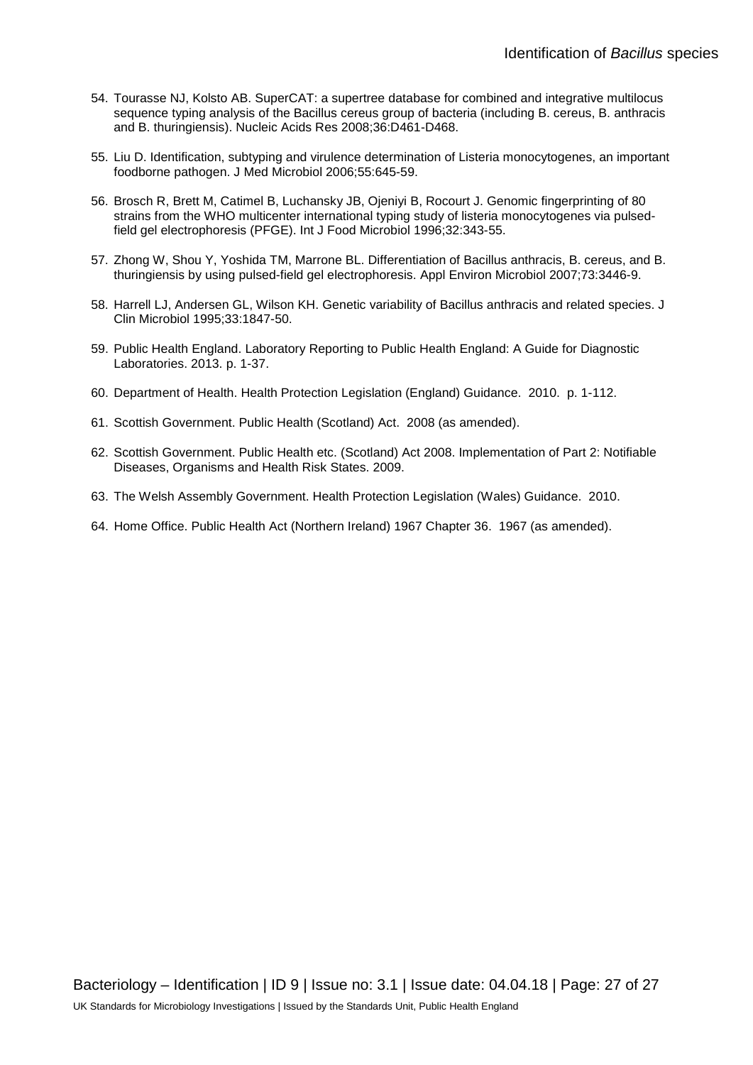54. Tourasse NJ, Kolsto AB. SuperCAT: a supertree database for combined and integrative multilocus sequence typing analysis of the Bacillus cereus group of bacteria (including B. cereus, B. anthracis and B. thuringiensis). Nucleic Acids Res 2008;36:D461-D468.

55. Liu D. Identification, subtyping and virulence determination of Listeria monocytogenes, an important foodborne pathogen. J Med Microbiol 2006;55:645-59.

56. Brosch R, Brett M, Catimel B, Luchansky JB, Ojeniyi B, Rocourt J. Genomic fingerprinting of 80 strains from the WHO multicenter international typing study of listeria monocytogenes via pulsed-field gel electrophoresis (PFGE). Int J Food Microbiol 1996;32:343-55.

57. Zhong W, Shou Y, Yoshida TM, Marrone BL. Differentiation of Bacillus anthracis, B. cereus, and B. thuringiensis by using pulsed-field gel electrophoresis. Appl Environ Microbiol 2007;73:3446-9.

58. Harrell LJ, Andersen GL, Wilson KH. Genetic variability of Bacillus anthracis and related species. J Clin Microbiol 1995;33:1847-50.

59. Public Health England. Laboratory Reporting to Public Health England: A Guide for Diagnostic Laboratories. 2013. p. 1-37.

60. Department of Health. Health Protection Legislation (England) Guidance. 2010. p. 1-112.

61. Scottish Government. Public Health (Scotland) Act. 2008 (as amended).

62. Scottish Government. Public Health etc. (Scotland) Act 2008. Implementation of Part 2: Notifiable Diseases, Organisms and Health Risk States. 2009.

63. The Welsh Assembly Government. Health Protection Legislation (Wales) Guidance. 2010.

64. Home Office. Public Health Act (Northern Ireland) 1967 Chapter 36. 1967 (as amended).